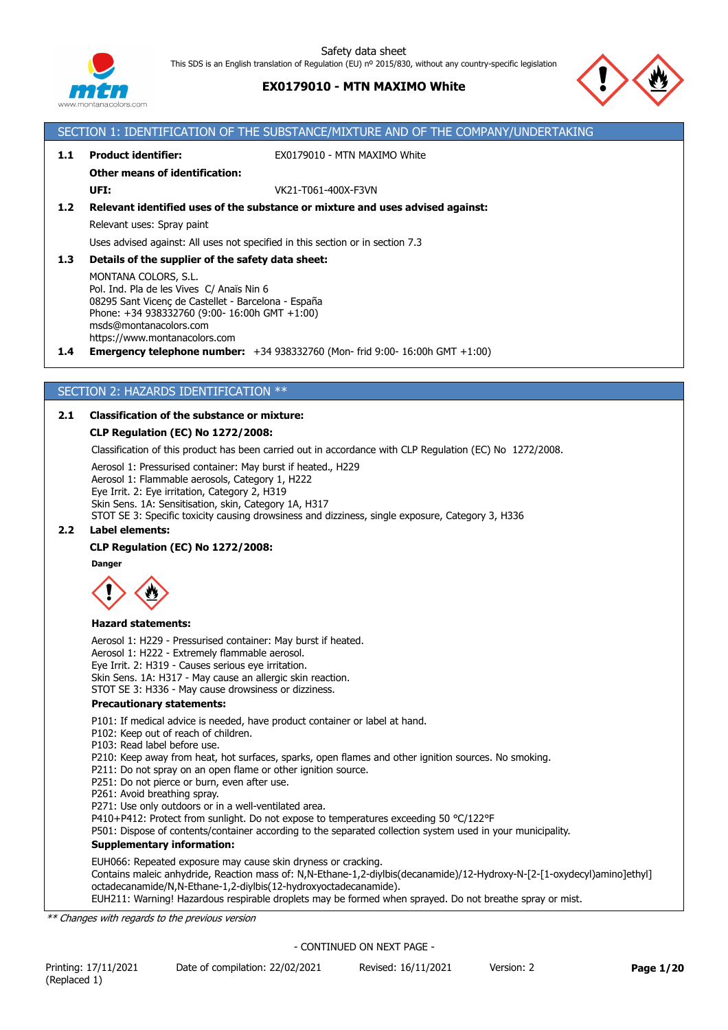Safety data sheet

This SDS is an English translation of Regulation (EU) nº 2015/830, without any country-specific legislation

# EX0179010 - MTN MAXIMO White

## SECTION 1: IDENTIFICATION OF THE SUBSTANCE/MIXTURE AND OF THE COMPANY/UNDERTAKING

**1.1 Product identifier:** EX0179010 - MTN MAXIMO White

**Other means of identification:**

**UFI:** VK21-T061-400X-F3VN

**1.2 Relevant identified uses of the substance or mixture and uses advised against:**

Relevant uses: Spray paint

Uses advised against: All uses not specified in this section or in section 7.3

**1.3 Details of the supplier of the safety data sheet:**

MONTANA COLORS, S.L.
Pol. Ind. Pla de les Vives C/ Anaïs Nin 6
08295 Sant Vicenç de Castellet - Barcelona - España
Phone: +34 938332760 (9:00- 16:00h GMT +1:00)
msds@montanacolors.com
https://www.montanacolors.com

**1.4 Emergency telephone number:** +34 938332760 (Mon- frid 9:00- 16:00h GMT +1:00)

## SECTION 2: HAZARDS IDENTIFICATION **

**2.1 Classification of the substance or mixture:**

**CLP Regulation (EC) No 1272/2008:**

Classification of this product has been carried out in accordance with CLP Regulation (EC) No 1272/2008.

Aerosol 1: Pressurised container: May burst if heated., H229
Aerosol 1: Flammable aerosols, Category 1, H222
Eye Irrit. 2: Eye irritation, Category 2, H319
Skin Sens. 1A: Sensitisation, skin, Category 1A, H317
STOT SE 3: Specific toxicity causing drowsiness and dizziness, single exposure, Category 3, H336

**2.2 Label elements:**

**CLP Regulation (EC) No 1272/2008:**

**Danger**

**Hazard statements:**

Aerosol 1: H229 - Pressurised container: May burst if heated.
Aerosol 1: H222 - Extremely flammable aerosol.
Eye Irrit. 2: H319 - Causes serious eye irritation.
Skin Sens. 1A: H317 - May cause an allergic skin reaction.
STOT SE 3: H336 - May cause drowsiness or dizziness.

**Precautionary statements:**

P101: If medical advice is needed, have product container or label at hand.
P102: Keep out of reach of children.
P103: Read label before use.
P210: Keep away from heat, hot surfaces, sparks, open flames and other ignition sources. No smoking.
P211: Do not spray on an open flame or other ignition source.
P251: Do not pierce or burn, even after use.
P261: Avoid breathing spray.
P271: Use only outdoors or in a well-ventilated area.
P410+P412: Protect from sunlight. Do not expose to temperatures exceeding 50 °C/122°F
P501: Dispose of contents/container according to the separated collection system used in your municipality.

**Supplementary information:**

EUH066: Repeated exposure may cause skin dryness or cracking.
Contains maleic anhydride, Reaction mass of: N,N-Ethane-1,2-diylbis(decanamide)/12-Hydroxy-N-[2-[1-oxydecyl)amino]ethyl] octadecanamide/N,N-Ethane-1,2-diylbis(12-hydroxyoctadecanamide).
EUH211: Warning! Hazardous respirable droplets may be formed when sprayed. Do not breathe spray or mist.

*** Changes with regards to the previous version*

- CONTINUED ON NEXT PAGE -

Printing: 17/11/2021 (Replaced 1) | Date of compilation: 22/02/2021 | Revised: 16/11/2021 | Version: 2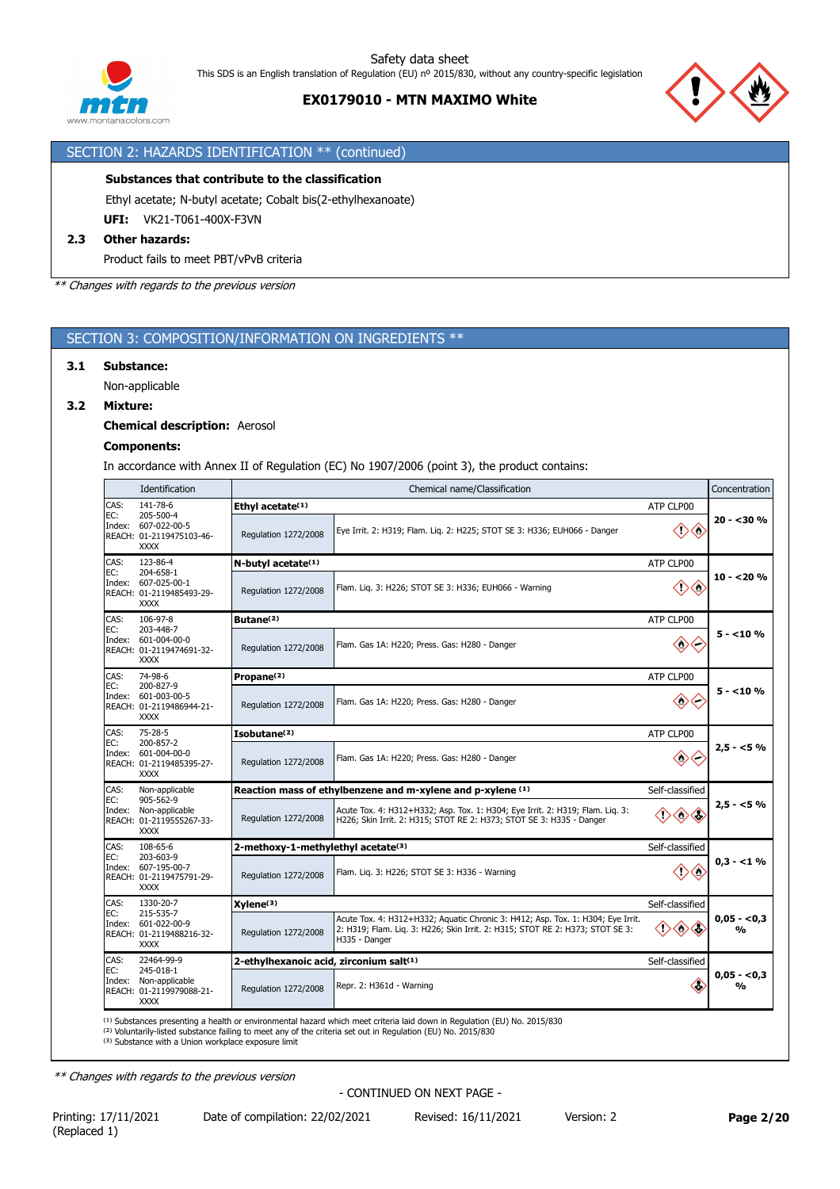## SECTION 2: HAZARDS IDENTIFICATION ** (continued)

**Substances that contribute to the classification**

Ethyl acetate; N-butyl acetate; Cobalt bis(2-ethylhexanoate)

**UFI:** VK21-T061-400X-F3VN

### 2.3 Other hazards:

Product fails to meet PBT/vPvB criteria

*** Changes with regards to the previous version*

## SECTION 3: COMPOSITION/INFORMATION ON INGREDIENTS **

### 3.1 Substance:

Non-applicable

### 3.2 Mixture:

**Chemical description:** Aerosol

**Components:**

In accordance with Annex II of Regulation (EC) No 1907/2006 (point 3), the product contains:

| Identification | Chemical name/Classification | | | Concentration |
|---|---|---|---|---|
| CAS: 141-78-6<br>EC: 205-500-4<br>Index: 607-022-00-5<br>REACH: 01-2119475103-46-XXXX | **Ethyl acetate**(1) | | ATP CLP00 | 20 - <30 % |
| | Regulation 1272/2008 | Eye Irrit. 2: H319; Flam. Liq. 2: H225; STOT SE 3: H336; EUH066 - Danger | | |
| CAS: 123-86-4<br>EC: 204-658-1<br>Index: 607-025-00-1<br>REACH: 01-2119485493-29-XXXX | **N-butyl acetate**(1) | | ATP CLP00 | 10 - <20 % |
| | Regulation 1272/2008 | Flam. Liq. 3: H226; STOT SE 3: H336; EUH066 - Warning | | |
| CAS: 106-97-8<br>EC: 203-448-7<br>Index: 601-004-00-0<br>REACH: 01-2119474691-32-XXXX | **Butane**(2) | | ATP CLP00 | 5 - <10 % |
| | Regulation 1272/2008 | Flam. Gas 1A: H220; Press. Gas: H280 - Danger | | |
| CAS: 74-98-6<br>EC: 200-827-9<br>Index: 601-003-00-5<br>REACH: 01-2119486944-21-XXXX | **Propane**(2) | | ATP CLP00 | 5 - <10 % |
| | Regulation 1272/2008 | Flam. Gas 1A: H220; Press. Gas: H280 - Danger | | |
| CAS: 75-28-5<br>EC: 200-857-2<br>Index: 601-004-00-0<br>REACH: 01-2119485395-27-XXXX | **Isobutane**(2) | | ATP CLP00 | 2,5 - <5 % |
| | Regulation 1272/2008 | Flam. Gas 1A: H220; Press. Gas: H280 - Danger | | |
| CAS: Non-applicable<br>EC: 905-562-9<br>Index: Non-applicable<br>REACH: 01-2119555267-33-XXXX | **Reaction mass of ethylbenzene and m-xylene and p-xylene** (1) | | Self-classified | 2,5 - <5 % |
| | Regulation 1272/2008 | Acute Tox. 4: H312+H332; Asp. Tox. 1: H304; Eye Irrit. 2: H319; Flam. Liq. 3: H226; Skin Irrit. 2: H315; STOT RE 2: H373; STOT SE 3: H335 - Danger | | |
| CAS: 108-65-6<br>EC: 203-603-9<br>Index: 607-195-00-7<br>REACH: 01-2119475791-29-XXXX | **2-methoxy-1-methylethyl acetate**(3) | | Self-classified | 0,3 - <1 % |
| | Regulation 1272/2008 | Flam. Liq. 3: H226; STOT SE 3: H336 - Warning | | |
| CAS: 1330-20-7<br>EC: 215-535-7<br>Index: 601-022-00-9<br>REACH: 01-2119488216-32-XXXX | **Xylene**(3) | | Self-classified | 0,05 - <0,3 % |
| | Regulation 1272/2008 | Acute Tox. 4: H312+H332; Aquatic Chronic 3: H412; Asp. Tox. 1: H304; Eye Irrit. 2: H319; Flam. Liq. 3: H226; Skin Irrit. 2: H315; STOT RE 2: H373; STOT SE 3: H335 - Danger | | |
| CAS: 22464-99-9<br>EC: 245-018-1<br>Index: Non-applicable<br>REACH: 01-2119979088-21-XXXX | **2-ethylhexanoic acid, zirconium salt**(1) | | Self-classified | 0,05 - <0,3 % |
| | Regulation 1272/2008 | Repr. 2: H361d - Warning | | |

(1) Substances presenting a health or environmental hazard which meet criteria laid down in Regulation (EU) No. 2015/830
(2) Voluntarily-listed substance failing to meet any of the criteria set out in Regulation (EU) No. 2015/830
(3) Substance with a Union workplace exposure limit

*** Changes with regards to the previous version*

- CONTINUED ON NEXT PAGE -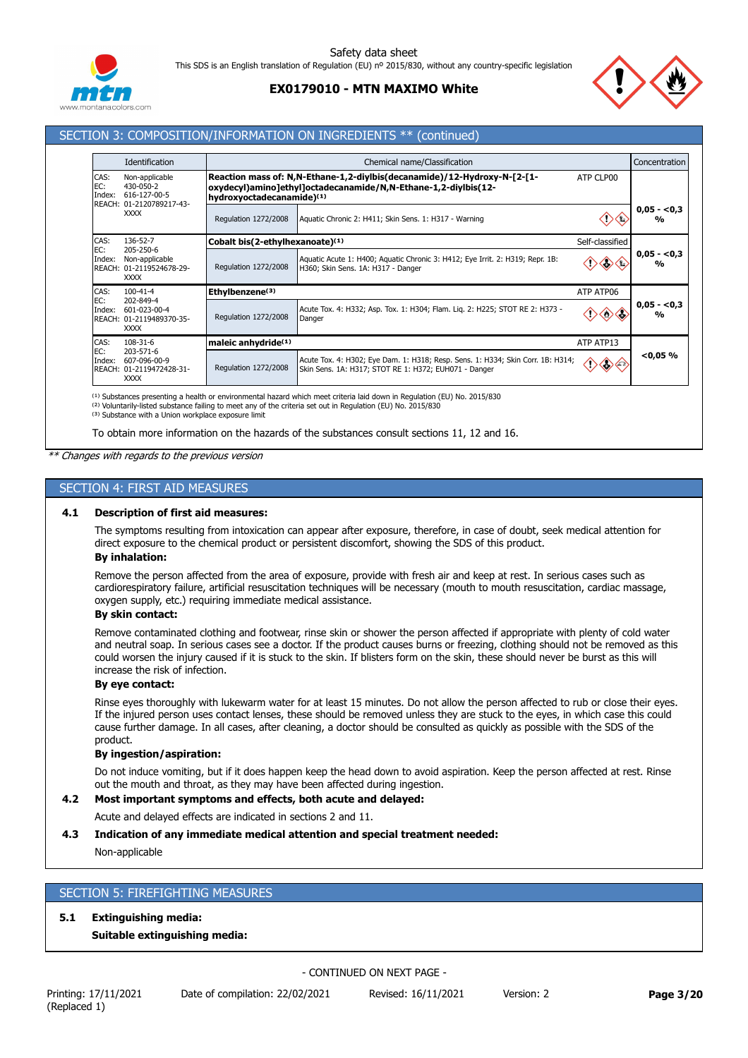## SECTION 3: COMPOSITION/INFORMATION ON INGREDIENTS ** (continued)

| Identification | Chemical name/Classification | | | Concentration |
|---|---|---|---|---|
| CAS: Non-applicable<br>EC: 430-050-2<br>Index: 616-127-00-5<br>REACH: 01-2120789217-43-XXXX | **Reaction mass of: N,N-Ethane-1,2-diylbis(decanamide)/12-Hydroxy-N-[2-[1-oxydecyl)amino]ethyl]octadecanamide/N,N-Ethane-1,2-diylbis(12-hydroxyoctadecanamide)[1]** | | ATP CLP00 | 0,05 - <0,3 % |
| | Regulation 1272/2008 | Aquatic Chronic 2: H411; Skin Sens. 1: H317 - Warning | | |
| CAS: 136-52-7<br>EC: 205-250-6<br>Index: Non-applicable<br>REACH: 01-2119524678-29-XXXX | **Cobalt bis(2-ethylhexanoate)[1]** | | Self-classified | 0,05 - <0,3 % |
| | Regulation 1272/2008 | Aquatic Acute 1: H400; Aquatic Chronic 3: H412; Eye Irrit. 2: H319; Repr. 1B: H360; Skin Sens. 1A: H317 - Danger | | |
| CAS: 100-41-4<br>EC: 202-849-4<br>Index: 601-023-00-4<br>REACH: 01-2119489370-35-XXXX | **Ethylbenzene[3]** | | ATP ATP06 | 0,05 - <0,3 % |
| | Regulation 1272/2008 | Acute Tox. 4: H332; Asp. Tox. 1: H304; Flam. Liq. 2: H225; STOT RE 2: H373 - Danger | | |
| CAS: 108-31-6<br>EC: 203-571-6<br>Index: 607-096-00-9<br>REACH: 01-2119472428-31-XXXX | **maleic anhydride[1]** | | ATP ATP13 | <0,05 % |
| | Regulation 1272/2008 | Acute Tox. 4: H302; Eye Dam. 1: H318; Resp. Sens. 1: H334; Skin Corr. 1B: H314; Skin Sens. 1A: H317; STOT RE 1: H372; EUH071 - Danger | | |

[1] Substances presenting a health or environmental hazard which meet criteria laid down in Regulation (EU) No. 2015/830
[2] Voluntarily-listed substance failing to meet any of the criteria set out in Regulation (EU) No. 2015/830
[3] Substance with a Union workplace exposure limit

To obtain more information on the hazards of the substances consult sections 11, 12 and 16.

*** Changes with regards to the previous version*

## SECTION 4: FIRST AID MEASURES

### 4.1 Description of first aid measures:

The symptoms resulting from intoxication can appear after exposure, therefore, in case of doubt, seek medical attention for direct exposure to the chemical product or persistent discomfort, showing the SDS of this product.

**By inhalation:**

Remove the person affected from the area of exposure, provide with fresh air and keep at rest. In serious cases such as cardiorespiratory failure, artificial resuscitation techniques will be necessary (mouth to mouth resuscitation, cardiac massage, oxygen supply, etc.) requiring immediate medical assistance.

**By skin contact:**

Remove contaminated clothing and footwear, rinse skin or shower the person affected if appropriate with plenty of cold water and neutral soap. In serious cases see a doctor. If the product causes burns or freezing, clothing should not be removed as this could worsen the injury caused if it is stuck to the skin. If blisters form on the skin, these should never be burst as this will increase the risk of infection.

**By eye contact:**

Rinse eyes thoroughly with lukewarm water for at least 15 minutes. Do not allow the person affected to rub or close their eyes. If the injured person uses contact lenses, these should be removed unless they are stuck to the eyes, in which case this could cause further damage. In all cases, after cleaning, a doctor should be consulted as quickly as possible with the SDS of the product.

**By ingestion/aspiration:**

Do not induce vomiting, but if it does happen keep the head down to avoid aspiration. Keep the person affected at rest. Rinse out the mouth and throat, as they may have been affected during ingestion.

### 4.2 Most important symptoms and effects, both acute and delayed:

Acute and delayed effects are indicated in sections 2 and 11.

### 4.3 Indication of any immediate medical attention and special treatment needed:

Non-applicable

## SECTION 5: FIREFIGHTING MEASURES

### 5.1 Extinguishing media:

**Suitable extinguishing media:**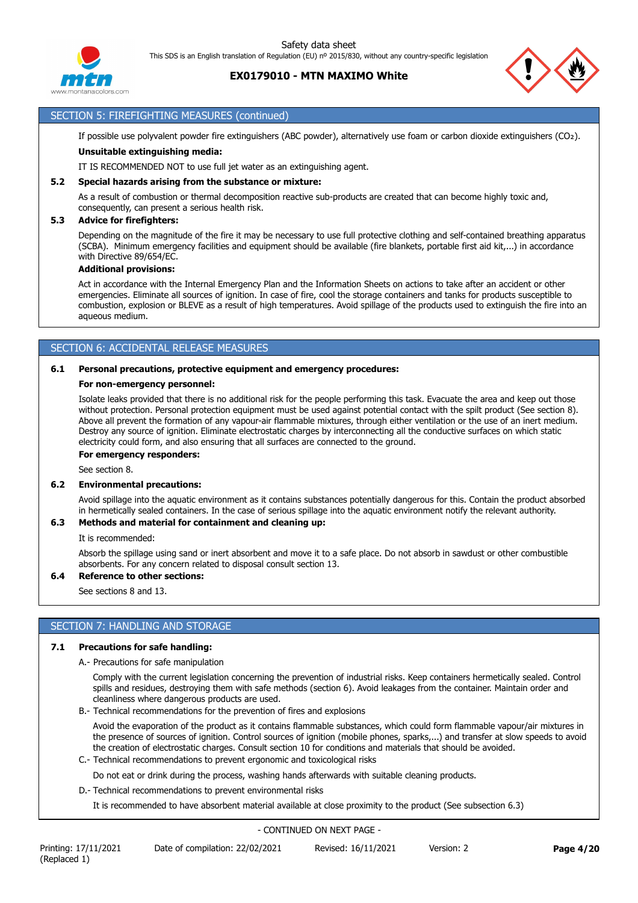## SECTION 5: FIREFIGHTING MEASURES (continued)

If possible use polyvalent powder fire extinguishers (ABC powder), alternatively use foam or carbon dioxide extinguishers ($CO_2$).

**Unsuitable extinguishing media:**

IT IS RECOMMENDED NOT to use full jet water as an extinguishing agent.

### 5.2 Special hazards arising from the substance or mixture:

As a result of combustion or thermal decomposition reactive sub-products are created that can become highly toxic and, consequently, can present a serious health risk.

### 5.3 Advice for firefighters:

Depending on the magnitude of the fire it may be necessary to use full protective clothing and self-contained breathing apparatus (SCBA). Minimum emergency facilities and equipment should be available (fire blankets, portable first aid kit,...) in accordance with Directive 89/654/EC.

**Additional provisions:**

Act in accordance with the Internal Emergency Plan and the Information Sheets on actions to take after an accident or other emergencies. Eliminate all sources of ignition. In case of fire, cool the storage containers and tanks for products susceptible to combustion, explosion or BLEVE as a result of high temperatures. Avoid spillage of the products used to extinguish the fire into an aqueous medium.

## SECTION 6: ACCIDENTAL RELEASE MEASURES

### 6.1 Personal precautions, protective equipment and emergency procedures:

**For non-emergency personnel:**

Isolate leaks provided that there is no additional risk for the people performing this task. Evacuate the area and keep out those without protection. Personal protection equipment must be used against potential contact with the spilt product (See section 8). Above all prevent the formation of any vapour-air flammable mixtures, through either ventilation or the use of an inert medium. Destroy any source of ignition. Eliminate electrostatic charges by interconnecting all the conductive surfaces on which static electricity could form, and also ensuring that all surfaces are connected to the ground.

**For emergency responders:**

See section 8.

### 6.2 Environmental precautions:

Avoid spillage into the aquatic environment as it contains substances potentially dangerous for this. Contain the product absorbed in hermetically sealed containers. In the case of serious spillage into the aquatic environment notify the relevant authority.

### 6.3 Methods and material for containment and cleaning up:

It is recommended:

Absorb the spillage using sand or inert absorbent and move it to a safe place. Do not absorb in sawdust or other combustible absorbents. For any concern related to disposal consult section 13.

### 6.4 Reference to other sections:

See sections 8 and 13.

## SECTION 7: HANDLING AND STORAGE

### 7.1 Precautions for safe handling:

A.- Precautions for safe manipulation

Comply with the current legislation concerning the prevention of industrial risks. Keep containers hermetically sealed. Control spills and residues, destroying them with safe methods (section 6). Avoid leakages from the container. Maintain order and cleanliness where dangerous products are used.

B.- Technical recommendations for the prevention of fires and explosions

Avoid the evaporation of the product as it contains flammable substances, which could form flammable vapour/air mixtures in the presence of sources of ignition. Control sources of ignition (mobile phones, sparks,...) and transfer at slow speeds to avoid the creation of electrostatic charges. Consult section 10 for conditions and materials that should be avoided.

C.- Technical recommendations to prevent ergonomic and toxicological risks

Do not eat or drink during the process, washing hands afterwards with suitable cleaning products.

D.- Technical recommendations to prevent environmental risks

It is recommended to have absorbent material available at close proximity to the product (See subsection 6.3)

- CONTINUED ON NEXT PAGE -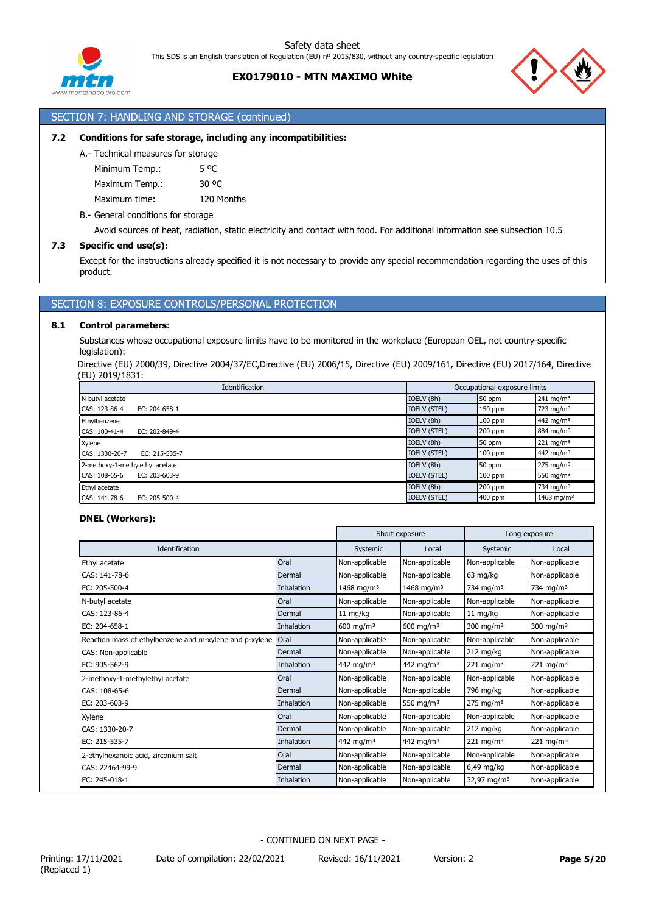## SECTION 7: HANDLING AND STORAGE (continued)

**7.2 Conditions for safe storage, including any incompatibilities:**

A.- Technical measures for storage

Minimum Temp.: 5 ºC

Maximum Temp.: 30 ºC

Maximum time: 120 Months

B.- General conditions for storage

Avoid sources of heat, radiation, static electricity and contact with food. For additional information see subsection 10.5

**7.3 Specific end use(s):**

Except for the instructions already specified it is not necessary to provide any special recommendation regarding the uses of this product.

## SECTION 8: EXPOSURE CONTROLS/PERSONAL PROTECTION

**8.1 Control parameters:**

Substances whose occupational exposure limits have to be monitored in the workplace (European OEL, not country-specific legislation):

Directive (EU) 2000/39, Directive 2004/37/EC,Directive (EU) 2006/15, Directive (EU) 2009/161, Directive (EU) 2017/164, Directive (EU) 2019/1831:

| Identification | Occupational exposure limits | | |
|---|---|---|---|
| N-butyl acetate | IOELV (8h) | 50 ppm | 241 mg/m³ |
| CAS: 123-86-4 EC: 204-658-1 | IOELV (STEL) | 150 ppm | 723 mg/m³ |
| Ethylbenzene | IOELV (8h) | 100 ppm | 442 mg/m³ |
| CAS: 100-41-4 EC: 202-849-4 | IOELV (STEL) | 200 ppm | 884 mg/m³ |
| Xylene | IOELV (8h) | 50 ppm | 221 mg/m³ |
| CAS: 1330-20-7 EC: 215-535-7 | IOELV (STEL) | 100 ppm | 442 mg/m³ |
| 2-methoxy-1-methylethyl acetate | IOELV (8h) | 50 ppm | 275 mg/m³ |
| CAS: 108-65-6 EC: 203-603-9 | IOELV (STEL) | 100 ppm | 550 mg/m³ |
| Ethyl acetate | IOELV (8h) | 200 ppm | 734 mg/m³ |
| CAS: 141-78-6 EC: 205-500-4 | IOELV (STEL) | 400 ppm | 1468 mg/m³ |

**DNEL (Workers):**

| | | Short exposure | | Long exposure | |
|---|---|---|---|---|---|
| Identification | | Systemic | Local | Systemic | Local |
| Ethyl acetate | Oral | Non-applicable | Non-applicable | Non-applicable | Non-applicable |
| CAS: 141-78-6 | Dermal | Non-applicable | Non-applicable | 63 mg/kg | Non-applicable |
| EC: 205-500-4 | Inhalation | 1468 mg/m³ | 1468 mg/m³ | 734 mg/m³ | 734 mg/m³ |
| N-butyl acetate | Oral | Non-applicable | Non-applicable | Non-applicable | Non-applicable |
| CAS: 123-86-4 | Dermal | 11 mg/kg | Non-applicable | 11 mg/kg | Non-applicable |
| EC: 204-658-1 | Inhalation | 600 mg/m³ | 600 mg/m³ | 300 mg/m³ | 300 mg/m³ |
| Reaction mass of ethylbenzene and m-xylene and p-xylene | Oral | Non-applicable | Non-applicable | Non-applicable | Non-applicable |
| CAS: Non-applicable | Dermal | Non-applicable | Non-applicable | 212 mg/kg | Non-applicable |
| EC: 905-562-9 | Inhalation | 442 mg/m³ | 442 mg/m³ | 221 mg/m³ | 221 mg/m³ |
| 2-methoxy-1-methylethyl acetate | Oral | Non-applicable | Non-applicable | Non-applicable | Non-applicable |
| CAS: 108-65-6 | Dermal | Non-applicable | Non-applicable | 796 mg/kg | Non-applicable |
| EC: 203-603-9 | Inhalation | Non-applicable | 550 mg/m³ | 275 mg/m³ | Non-applicable |
| Xylene | Oral | Non-applicable | Non-applicable | Non-applicable | Non-applicable |
| CAS: 1330-20-7 | Dermal | Non-applicable | Non-applicable | 212 mg/kg | Non-applicable |
| EC: 215-535-7 | Inhalation | 442 mg/m³ | 442 mg/m³ | 221 mg/m³ | 221 mg/m³ |
| 2-ethylhexanoic acid, zirconium salt | Oral | Non-applicable | Non-applicable | Non-applicable | Non-applicable |
| CAS: 22464-99-9 | Dermal | Non-applicable | Non-applicable | 6,49 mg/kg | Non-applicable |
| EC: 245-018-1 | Inhalation | Non-applicable | Non-applicable | 32,97 mg/m³ | Non-applicable |

- CONTINUED ON NEXT PAGE -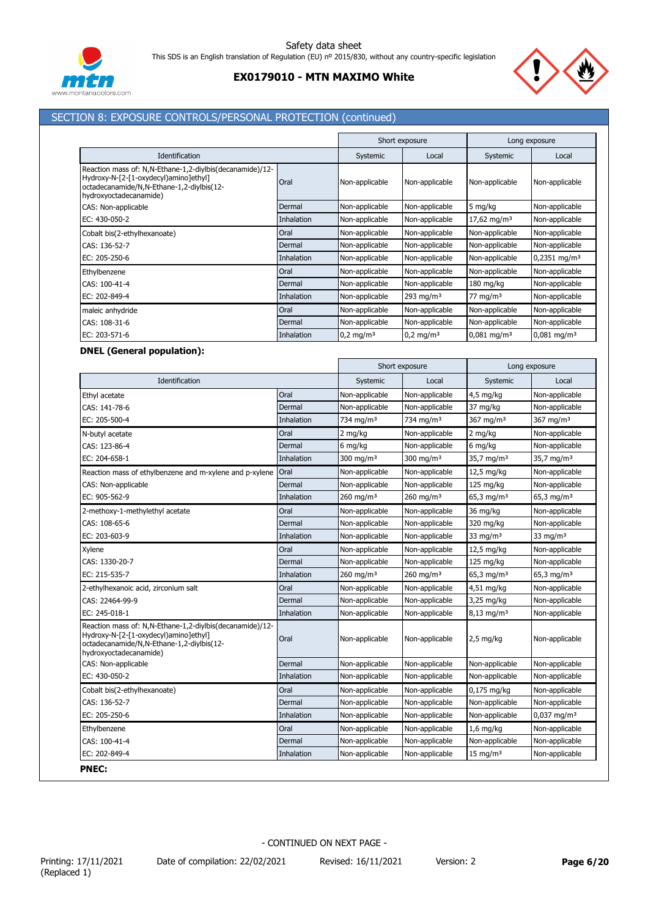## SECTION 8: EXPOSURE CONTROLS/PERSONAL PROTECTION (continued)

| Identification | | Short exposure | | Long exposure | |
|---|---|---|---|---|---|
| | | Systemic | Local | Systemic | Local |
| Reaction mass of: N,N-Ethane-1,2-diylbis(decanamide)/12-Hydroxy-N-[2-[1-oxydecyl)amino]ethyl] octadecanamide/N,N-Ethane-1,2-diylbis(12-hydroxyoctadecanamide) | Oral | Non-applicable | Non-applicable | Non-applicable | Non-applicable |
| CAS: Non-applicable | Dermal | Non-applicable | Non-applicable | 5 mg/kg | Non-applicable |
| EC: 430-050-2 | Inhalation | Non-applicable | Non-applicable | 17,62 mg/m³ | Non-applicable |
| Cobalt bis(2-ethylhexanoate) | Oral | Non-applicable | Non-applicable | Non-applicable | Non-applicable |
| CAS: 136-52-7 | Dermal | Non-applicable | Non-applicable | Non-applicable | Non-applicable |
| EC: 205-250-6 | Inhalation | Non-applicable | Non-applicable | Non-applicable | 0,2351 mg/m³ |
| Ethylbenzene | Oral | Non-applicable | Non-applicable | Non-applicable | Non-applicable |
| CAS: 100-41-4 | Dermal | Non-applicable | Non-applicable | 180 mg/kg | Non-applicable |
| EC: 202-849-4 | Inhalation | Non-applicable | 293 mg/m³ | 77 mg/m³ | Non-applicable |
| maleic anhydride | Oral | Non-applicable | Non-applicable | Non-applicable | Non-applicable |
| CAS: 108-31-6 | Dermal | Non-applicable | Non-applicable | Non-applicable | Non-applicable |
| EC: 203-571-6 | Inhalation | 0,2 mg/m³ | 0,2 mg/m³ | 0,081 mg/m³ | 0,081 mg/m³ |

**DNEL (General population):**

| Identification | | Short exposure | | Long exposure | |
|---|---|---|---|---|---|
| | | Systemic | Local | Systemic | Local |
| Ethyl acetate | Oral | Non-applicable | Non-applicable | 4,5 mg/kg | Non-applicable |
| CAS: 141-78-6 | Dermal | Non-applicable | Non-applicable | 37 mg/kg | Non-applicable |
| EC: 205-500-4 | Inhalation | 734 mg/m³ | 734 mg/m³ | 367 mg/m³ | 367 mg/m³ |
| N-butyl acetate | Oral | 2 mg/kg | Non-applicable | 2 mg/kg | Non-applicable |
| CAS: 123-86-4 | Dermal | 6 mg/kg | Non-applicable | 6 mg/kg | Non-applicable |
| EC: 204-658-1 | Inhalation | 300 mg/m³ | 300 mg/m³ | 35,7 mg/m³ | 35,7 mg/m³ |
| Reaction mass of ethylbenzene and m-xylene and p-xylene | Oral | Non-applicable | Non-applicable | 12,5 mg/kg | Non-applicable |
| CAS: Non-applicable | Dermal | Non-applicable | Non-applicable | 125 mg/kg | Non-applicable |
| EC: 905-562-9 | Inhalation | 260 mg/m³ | 260 mg/m³ | 65,3 mg/m³ | 65,3 mg/m³ |
| 2-methoxy-1-methylethyl acetate | Oral | Non-applicable | Non-applicable | 36 mg/kg | Non-applicable |
| CAS: 108-65-6 | Dermal | Non-applicable | Non-applicable | 320 mg/kg | Non-applicable |
| EC: 203-603-9 | Inhalation | Non-applicable | Non-applicable | 33 mg/m³ | 33 mg/m³ |
| Xylene | Oral | Non-applicable | Non-applicable | 12,5 mg/kg | Non-applicable |
| CAS: 1330-20-7 | Dermal | Non-applicable | Non-applicable | 125 mg/kg | Non-applicable |
| EC: 215-535-7 | Inhalation | 260 mg/m³ | 260 mg/m³ | 65,3 mg/m³ | 65,3 mg/m³ |
| 2-ethylhexanoic acid, zirconium salt | Oral | Non-applicable | Non-applicable | 4,51 mg/kg | Non-applicable |
| CAS: 22464-99-9 | Dermal | Non-applicable | Non-applicable | 3,25 mg/kg | Non-applicable |
| EC: 245-018-1 | Inhalation | Non-applicable | Non-applicable | 8,13 mg/m³ | Non-applicable |
| Reaction mass of: N,N-Ethane-1,2-diylbis(decanamide)/12-Hydroxy-N-[2-[1-oxydecyl)amino]ethyl] octadecanamide/N,N-Ethane-1,2-diylbis(12-hydroxyoctadecanamide) | Oral | Non-applicable | Non-applicable | 2,5 mg/kg | Non-applicable |
| CAS: Non-applicable | Dermal | Non-applicable | Non-applicable | Non-applicable | Non-applicable |
| EC: 430-050-2 | Inhalation | Non-applicable | Non-applicable | Non-applicable | Non-applicable |
| Cobalt bis(2-ethylhexanoate) | Oral | Non-applicable | Non-applicable | 0,175 mg/kg | Non-applicable |
| CAS: 136-52-7 | Dermal | Non-applicable | Non-applicable | Non-applicable | Non-applicable |
| EC: 205-250-6 | Inhalation | Non-applicable | Non-applicable | Non-applicable | 0,037 mg/m³ |
| Ethylbenzene | Oral | Non-applicable | Non-applicable | 1,6 mg/kg | Non-applicable |
| CAS: 100-41-4 | Dermal | Non-applicable | Non-applicable | Non-applicable | Non-applicable |
| EC: 202-849-4 | Inhalation | Non-applicable | Non-applicable | 15 mg/m³ | Non-applicable |

**PNEC:**

- CONTINUED ON NEXT PAGE -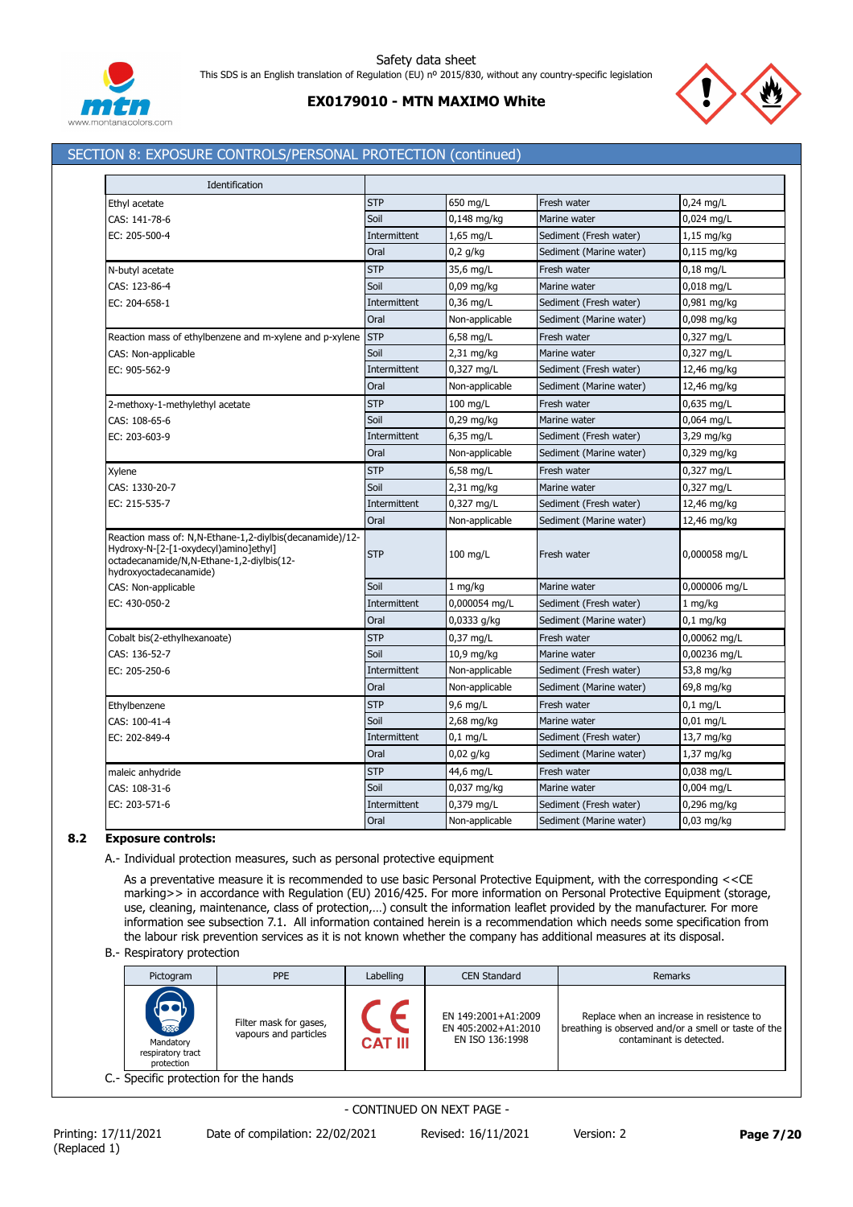## SECTION 8: EXPOSURE CONTROLS/PERSONAL PROTECTION (continued)

| Identification | | | | |
|---|---|---|---|---|
| Ethyl acetate | STP | 650 mg/L | Fresh water | 0,24 mg/L |
| CAS: 141-78-6 | Soil | 0,148 mg/kg | Marine water | 0,024 mg/L |
| EC: 205-500-4 | Intermittent | 1,65 mg/L | Sediment (Fresh water) | 1,15 mg/kg |
| | Oral | 0,2 g/kg | Sediment (Marine water) | 0,115 mg/kg |
| N-butyl acetate | STP | 35,6 mg/L | Fresh water | 0,18 mg/L |
| CAS: 123-86-4 | Soil | 0,09 mg/kg | Marine water | 0,018 mg/L |
| EC: 204-658-1 | Intermittent | 0,36 mg/L | Sediment (Fresh water) | 0,981 mg/kg |
| | Oral | Non-applicable | Sediment (Marine water) | 0,098 mg/kg |
| Reaction mass of ethylbenzene and m-xylene and p-xylene | STP | 6,58 mg/L | Fresh water | 0,327 mg/L |
| CAS: Non-applicable | Soil | 2,31 mg/kg | Marine water | 0,327 mg/L |
| EC: 905-562-9 | Intermittent | 0,327 mg/L | Sediment (Fresh water) | 12,46 mg/kg |
| | Oral | Non-applicable | Sediment (Marine water) | 12,46 mg/kg |
| 2-methoxy-1-methylethyl acetate | STP | 100 mg/L | Fresh water | 0,635 mg/L |
| CAS: 108-65-6 | Soil | 0,29 mg/kg | Marine water | 0,064 mg/L |
| EC: 203-603-9 | Intermittent | 6,35 mg/L | Sediment (Fresh water) | 3,29 mg/kg |
| | Oral | Non-applicable | Sediment (Marine water) | 0,329 mg/kg |
| Xylene | STP | 6,58 mg/L | Fresh water | 0,327 mg/L |
| CAS: 1330-20-7 | Soil | 2,31 mg/kg | Marine water | 0,327 mg/L |
| EC: 215-535-7 | Intermittent | 0,327 mg/L | Sediment (Fresh water) | 12,46 mg/kg |
| | Oral | Non-applicable | Sediment (Marine water) | 12,46 mg/kg |
| Reaction mass of: N,N-Ethane-1,2-diylbis(decanamide)/12-Hydroxy-N-[2-[1-oxydecyl)amino]ethyl] octadecanamide/N,N-Ethane-1,2-diylbis(12-hydroxyoctadecanamide) | STP | 100 mg/L | Fresh water | 0,000058 mg/L |
| CAS: Non-applicable | Soil | 1 mg/kg | Marine water | 0,000006 mg/L |
| EC: 430-050-2 | Intermittent | 0,000054 mg/L | Sediment (Fresh water) | 1 mg/kg |
| | Oral | 0,0333 g/kg | Sediment (Marine water) | 0,1 mg/kg |
| Cobalt bis(2-ethylhexanoate) | STP | 0,37 mg/L | Fresh water | 0,00062 mg/L |
| CAS: 136-52-7 | Soil | 10,9 mg/kg | Marine water | 0,00236 mg/L |
| EC: 205-250-6 | Intermittent | Non-applicable | Sediment (Fresh water) | 53,8 mg/kg |
| | Oral | Non-applicable | Sediment (Marine water) | 69,8 mg/kg |
| Ethylbenzene | STP | 9,6 mg/L | Fresh water | 0,1 mg/L |
| CAS: 100-41-4 | Soil | 2,68 mg/kg | Marine water | 0,01 mg/L |
| EC: 202-849-4 | Intermittent | 0,1 mg/L | Sediment (Fresh water) | 13,7 mg/kg |
| | Oral | 0,02 g/kg | Sediment (Marine water) | 1,37 mg/kg |
| maleic anhydride | STP | 44,6 mg/L | Fresh water | 0,038 mg/L |
| CAS: 108-31-6 | Soil | 0,037 mg/kg | Marine water | 0,004 mg/L |
| EC: 203-571-6 | Intermittent | 0,379 mg/L | Sediment (Fresh water) | 0,296 mg/kg |
| | Oral | Non-applicable | Sediment (Marine water) | 0,03 mg/kg |

### 8.2 Exposure controls:

A.- Individual protection measures, such as personal protective equipment

As a preventative measure it is recommended to use basic Personal Protective Equipment, with the corresponding <<CE marking>> in accordance with Regulation (EU) 2016/425. For more information on Personal Protective Equipment (storage, use, cleaning, maintenance, class of protection,…) consult the information leaflet provided by the manufacturer. For more information see subsection 7.1. All information contained herein is a recommendation which needs some specification from the labour risk prevention services as it is not known whether the company has additional measures at its disposal.

B.- Respiratory protection

| Pictogram | PPE | Labelling | CEN Standard | Remarks |
|---|---|---|---|---|
| Mandatory respiratory tract protection | Filter mask for gases, vapours and particles | CAT III | EN 149:2001+A1:2009<br>EN 405:2002+A1:2010<br>EN ISO 136:1998 | Replace when an increase in resistence to breathing is observed and/or a smell or taste of the contaminant is detected. |

C.- Specific protection for the hands

- CONTINUED ON NEXT PAGE -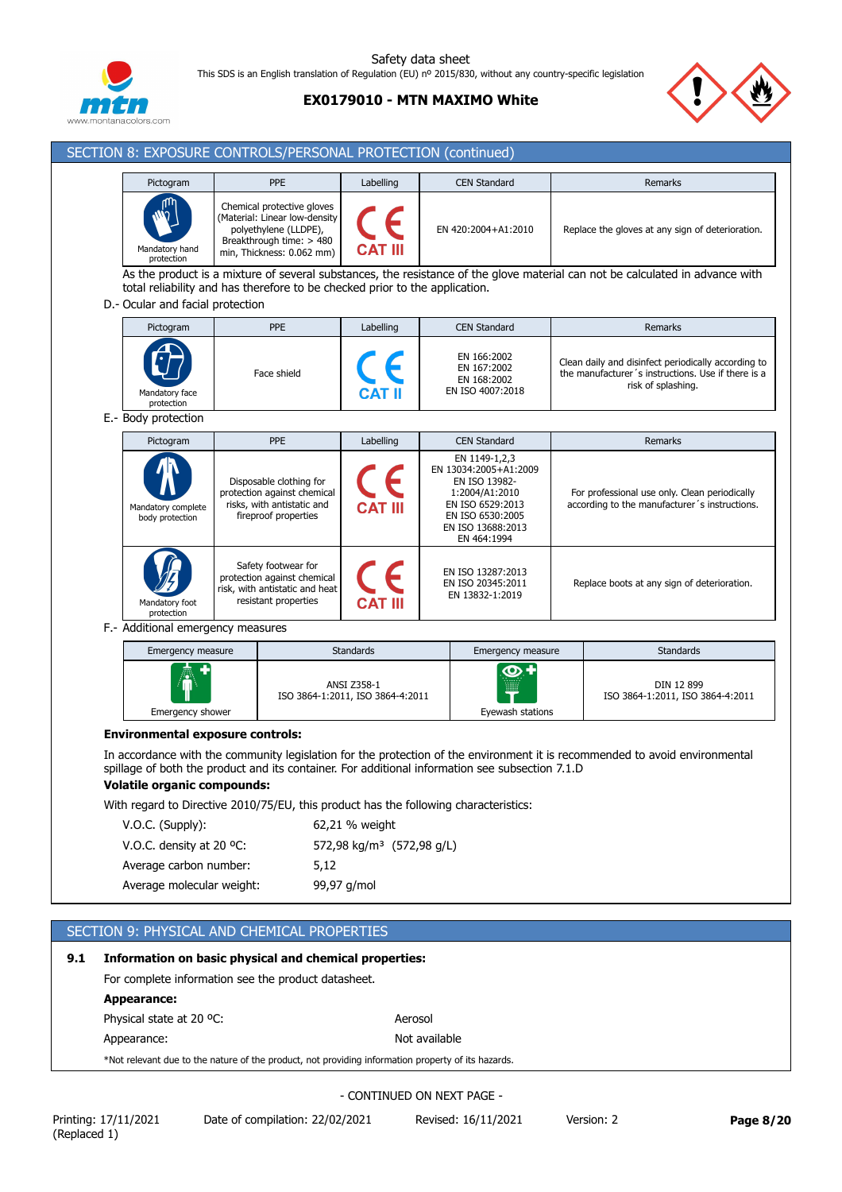## SECTION 8: EXPOSURE CONTROLS/PERSONAL PROTECTION (continued)

| Pictogram | PPE | Labelling | CEN Standard | Remarks |
|---|---|---|---|---|
| Mandatory hand protection | Chemical protective gloves (Material: Linear low-density polyethylene (LLDPE), Breakthrough time: > 480 min, Thickness: 0.062 mm) | CE CAT III | EN 420:2004+A1:2010 | Replace the gloves at any sign of deterioration. |

As the product is a mixture of several substances, the resistance of the glove material can not be calculated in advance with total reliability and has therefore to be checked prior to the application.

D.- Ocular and facial protection

| Pictogram | PPE | Labelling | CEN Standard | Remarks |
|---|---|---|---|---|
| Mandatory face protection | Face shield | CE CAT II | EN 166:2002<br>EN 167:2002<br>EN 168:2002<br>EN ISO 4007:2018 | Clean daily and disinfect periodically according to the manufacturer´s instructions. Use if there is a risk of splashing. |

E.- Body protection

| Pictogram | PPE | Labelling | CEN Standard | Remarks |
|---|---|---|---|---|
| Mandatory complete body protection | Disposable clothing for protection against chemical risks, with antistatic and fireproof properties | CE CAT III | EN 1149-1,2,3<br>EN 13034:2005+A1:2009<br>EN ISO 13982-1:2004/A1:2010<br>EN ISO 6529:2013<br>EN ISO 6530:2005<br>EN ISO 13688:2013<br>EN 464:1994 | For professional use only. Clean periodically according to the manufacturer´s instructions. |
| Mandatory foot protection | Safety footwear for protection against chemical risk, with antistatic and heat resistant properties | CE CAT III | EN ISO 13287:2013<br>EN ISO 20345:2011<br>EN 13832-1:2019 | Replace boots at any sign of deterioration. |

F.- Additional emergency measures

| Emergency measure | Standards | Emergency measure | Standards |
|---|---|---|---|
| Emergency shower | ANSI Z358-1<br>ISO 3864-1:2011, ISO 3864-4:2011 | Eyewash stations | DIN 12 899<br>ISO 3864-1:2011, ISO 3864-4:2011 |

**Environmental exposure controls:**

In accordance with the community legislation for the protection of the environment it is recommended to avoid environmental spillage of both the product and its container. For additional information see subsection 7.1.D

**Volatile organic compounds:**

With regard to Directive 2010/75/EU, this product has the following characteristics:

| | |
|---|---|
| V.O.C. (Supply): | 62,21 % weight |
| V.O.C. density at 20 ºC: | 572,98 kg/m³ (572,98 g/L) |
| Average carbon number: | 5,12 |
| Average molecular weight: | 99,97 g/mol |

## SECTION 9: PHYSICAL AND CHEMICAL PROPERTIES

**9.1 Information on basic physical and chemical properties:**

For complete information see the product datasheet.

**Appearance:**

| | |
|---|---|
| Physical state at 20 ºC: | Aerosol |
| Appearance: | Not available |

*Not relevant due to the nature of the product, not providing information property of its hazards.

- CONTINUED ON NEXT PAGE -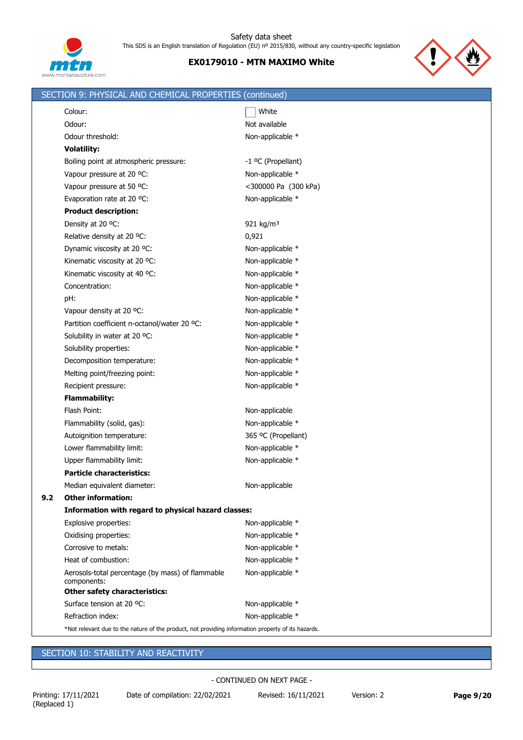## SECTION 9: PHYSICAL AND CHEMICAL PROPERTIES (continued)

| | |
|---|---|
| Colour: | White |
| Odour: | Not available |
| Odour threshold: | Non-applicable * |
| **Volatility:** | |
| Boiling point at atmospheric pressure: | -1 ºC (Propellant) |
| Vapour pressure at 20 ºC: | Non-applicable * |
| Vapour pressure at 50 ºC: | <300000 Pa (300 kPa) |
| Evaporation rate at 20 ºC: | Non-applicable * |
| **Product description:** | |
| Density at 20 ºC: | 921 kg/m³ |
| Relative density at 20 ºC: | 0,921 |
| Dynamic viscosity at 20 ºC: | Non-applicable * |
| Kinematic viscosity at 20 ºC: | Non-applicable * |
| Kinematic viscosity at 40 ºC: | Non-applicable * |
| Concentration: | Non-applicable * |
| pH: | Non-applicable * |
| Vapour density at 20 ºC: | Non-applicable * |
| Partition coefficient n-octanol/water 20 ºC: | Non-applicable * |
| Solubility in water at 20 ºC: | Non-applicable * |
| Solubility properties: | Non-applicable * |
| Decomposition temperature: | Non-applicable * |
| Melting point/freezing point: | Non-applicable * |
| Recipient pressure: | Non-applicable * |
| **Flammability:** | |
| Flash Point: | Non-applicable |
| Flammability (solid, gas): | Non-applicable * |
| Autoignition temperature: | 365 ºC (Propellant) |
| Lower flammability limit: | Non-applicable * |
| Upper flammability limit: | Non-applicable * |
| **Particle characteristics:** | |
| Median equivalent diameter: | Non-applicable |

**9.2 Other information:**

| | |
|---|---|
| **Information with regard to physical hazard classes:** | |
| Explosive properties: | Non-applicable * |
| Oxidising properties: | Non-applicable * |
| Corrosive to metals: | Non-applicable * |
| Heat of combustion: | Non-applicable * |
| Aerosols-total percentage (by mass) of flammable components: | Non-applicable * |
| **Other safety characteristics:** | |
| Surface tension at 20 ºC: | Non-applicable * |
| Refraction index: | Non-applicable * |

*Not relevant due to the nature of the product, not providing information property of its hazards.

## SECTION 10: STABILITY AND REACTIVITY

- CONTINUED ON NEXT PAGE -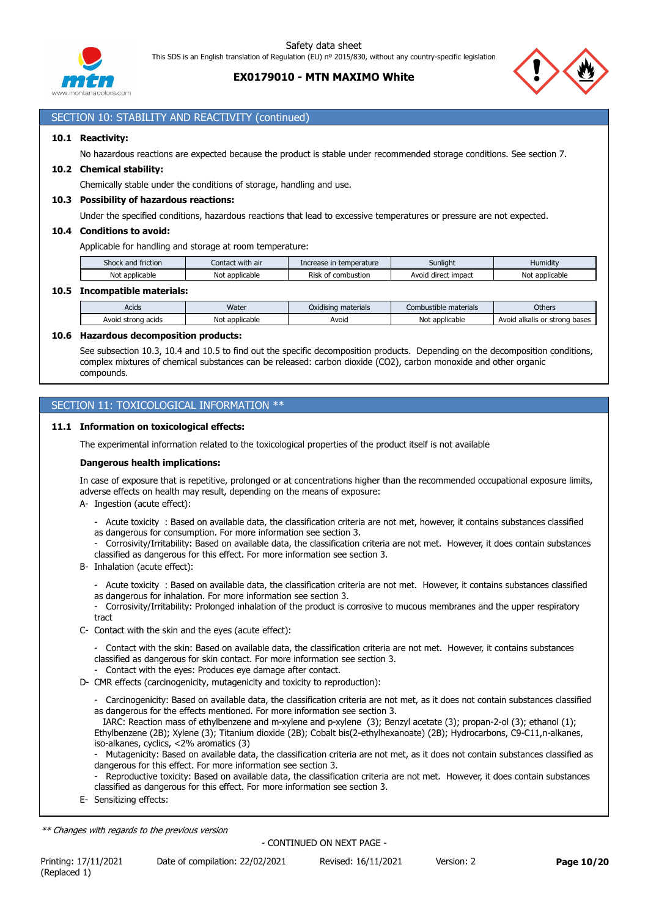## SECTION 10: STABILITY AND REACTIVITY (continued)

### 10.1 Reactivity:

No hazardous reactions are expected because the product is stable under recommended storage conditions. See section 7.

### 10.2 Chemical stability:

Chemically stable under the conditions of storage, handling and use.

### 10.3 Possibility of hazardous reactions:

Under the specified conditions, hazardous reactions that lead to excessive temperatures or pressure are not expected.

### 10.4 Conditions to avoid:

Applicable for handling and storage at room temperature:

| Shock and friction | Contact with air | Increase in temperature | Sunlight | Humidity |
|---|---|---|---|---|
| Not applicable | Not applicable | Risk of combustion | Avoid direct impact | Not applicable |

### 10.5 Incompatible materials:

| Acids | Water | Oxidising materials | Combustible materials | Others |
|---|---|---|---|---|
| Avoid strong acids | Not applicable | Avoid | Not applicable | Avoid alkalis or strong bases |

### 10.6 Hazardous decomposition products:

See subsection 10.3, 10.4 and 10.5 to find out the specific decomposition products. Depending on the decomposition conditions, complex mixtures of chemical substances can be released: carbon dioxide ($CO_2$), carbon monoxide and other organic compounds.

## SECTION 11: TOXICOLOGICAL INFORMATION **

### 11.1 Information on toxicological effects:

The experimental information related to the toxicological properties of the product itself is not available

**Dangerous health implications:**

In case of exposure that is repetitive, prolonged or at concentrations higher than the recommended occupational exposure limits, adverse effects on health may result, depending on the means of exposure:

A- Ingestion (acute effect):

- Acute toxicity : Based on available data, the classification criteria are not met, however, it contains substances classified as dangerous for consumption. For more information see section 3.
- Corrosivity/Irritability: Based on available data, the classification criteria are not met. However, it does contain substances classified as dangerous for this effect. For more information see section 3.

B- Inhalation (acute effect):

- Acute toxicity : Based on available data, the classification criteria are not met. However, it contains substances classified as dangerous for inhalation. For more information see section 3.
- Corrosivity/Irritability: Prolonged inhalation of the product is corrosive to mucous membranes and the upper respiratory tract

C- Contact with the skin and the eyes (acute effect):

- Contact with the skin: Based on available data, the classification criteria are not met. However, it contains substances classified as dangerous for skin contact. For more information see section 3.
- Contact with the eyes: Produces eye damage after contact.

D- CMR effects (carcinogenicity, mutagenicity and toxicity to reproduction):

- Carcinogenicity: Based on available data, the classification criteria are not met, as it does not contain substances classified as dangerous for the effects mentioned. For more information see section 3.
  IARC: Reaction mass of ethylbenzene and m-xylene and p-xylene (3); Benzyl acetate (3); propan-2-ol (3); ethanol (1); Ethylbenzene (2B); Xylene (3); Titanium dioxide (2B); Cobalt bis(2-ethylhexanoate) (2B); Hydrocarbons, C9-C11,n-alkanes, iso-alkanes, cyclics, <2% aromatics (3)
- Mutagenicity: Based on available data, the classification criteria are not met, as it does not contain substances classified as dangerous for this effect. For more information see section 3.
- Reproductive toxicity: Based on available data, the classification criteria are not met. However, it does contain substances classified as dangerous for this effect. For more information see section 3.

E- Sensitizing effects:

*** Changes with regards to the previous version*

- CONTINUED ON NEXT PAGE -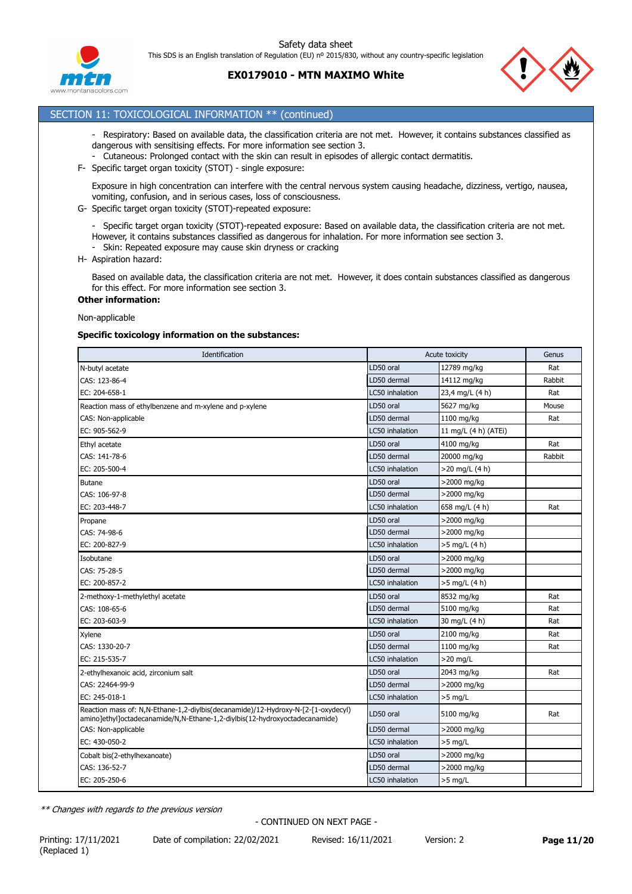## SECTION 11: TOXICOLOGICAL INFORMATION ** (continued)

- Respiratory: Based on available data, the classification criteria are not met. However, it contains substances classified as dangerous with sensitising effects. For more information see section 3.
- Cutaneous: Prolonged contact with the skin can result in episodes of allergic contact dermatitis.

F- Specific target organ toxicity (STOT) - single exposure:

Exposure in high concentration can interfere with the central nervous system causing headache, dizziness, vertigo, nausea, vomiting, confusion, and in serious cases, loss of consciousness.

G- Specific target organ toxicity (STOT)-repeated exposure:

- Specific target organ toxicity (STOT)-repeated exposure: Based on available data, the classification criteria are not met. However, it contains substances classified as dangerous for inhalation. For more information see section 3.
- Skin: Repeated exposure may cause skin dryness or cracking

H- Aspiration hazard:

Based on available data, the classification criteria are not met. However, it does contain substances classified as dangerous for this effect. For more information see section 3.

**Other information:**

Non-applicable

**Specific toxicology information on the substances:**

| Identification | Acute toxicity | | Genus |
|---|---|---|---|
| N-butyl acetate | LD50 oral | 12789 mg/kg | Rat |
| CAS: 123-86-4 | LD50 dermal | 14112 mg/kg | Rabbit |
| EC: 204-658-1 | LC50 inhalation | 23,4 mg/L (4 h) | Rat |
| Reaction mass of ethylbenzene and m-xylene and p-xylene | LD50 oral | 5627 mg/kg | Mouse |
| CAS: Non-applicable | LD50 dermal | 1100 mg/kg | Rat |
| EC: 905-562-9 | LC50 inhalation | 11 mg/L (4 h) (ATEi) | |
| Ethyl acetate | LD50 oral | 4100 mg/kg | Rat |
| CAS: 141-78-6 | LD50 dermal | 20000 mg/kg | Rabbit |
| EC: 205-500-4 | LC50 inhalation | >20 mg/L (4 h) | |
| Butane | LD50 oral | >2000 mg/kg | |
| CAS: 106-97-8 | LD50 dermal | >2000 mg/kg | |
| EC: 203-448-7 | LC50 inhalation | 658 mg/L (4 h) | Rat |
| Propane | LD50 oral | >2000 mg/kg | |
| CAS: 74-98-6 | LD50 dermal | >2000 mg/kg | |
| EC: 200-827-9 | LC50 inhalation | >5 mg/L (4 h) | |
| Isobutane | LD50 oral | >2000 mg/kg | |
| CAS: 75-28-5 | LD50 dermal | >2000 mg/kg | |
| EC: 200-857-2 | LC50 inhalation | >5 mg/L (4 h) | |
| 2-methoxy-1-methylethyl acetate | LD50 oral | 8532 mg/kg | Rat |
| CAS: 108-65-6 | LD50 dermal | 5100 mg/kg | Rat |
| EC: 203-603-9 | LC50 inhalation | 30 mg/L (4 h) | Rat |
| Xylene | LD50 oral | 2100 mg/kg | Rat |
| CAS: 1330-20-7 | LD50 dermal | 1100 mg/kg | Rat |
| EC: 215-535-7 | LC50 inhalation | >20 mg/L | |
| 2-ethylhexanoic acid, zirconium salt | LD50 oral | 2043 mg/kg | Rat |
| CAS: 22464-99-9 | LD50 dermal | >2000 mg/kg | |
| EC: 245-018-1 | LC50 inhalation | >5 mg/L | |
| Reaction mass of: N,N-Ethane-1,2-diylbis(decanamide)/12-Hydroxy-N-[2-[1-oxydecyl) amino]ethyl]octadecanamide/N,N-Ethane-1,2-diylbis(12-hydroxyoctadecanamide) | LD50 oral | 5100 mg/kg | Rat |
| CAS: Non-applicable | LD50 dermal | >2000 mg/kg | |
| EC: 430-050-2 | LC50 inhalation | >5 mg/L | |
| Cobalt bis(2-ethylhexanoate) | LD50 oral | >2000 mg/kg | |
| CAS: 136-52-7 | LD50 dermal | >2000 mg/kg | |
| EC: 205-250-6 | LC50 inhalation | >5 mg/L | |

*** Changes with regards to the previous version*

- CONTINUED ON NEXT PAGE -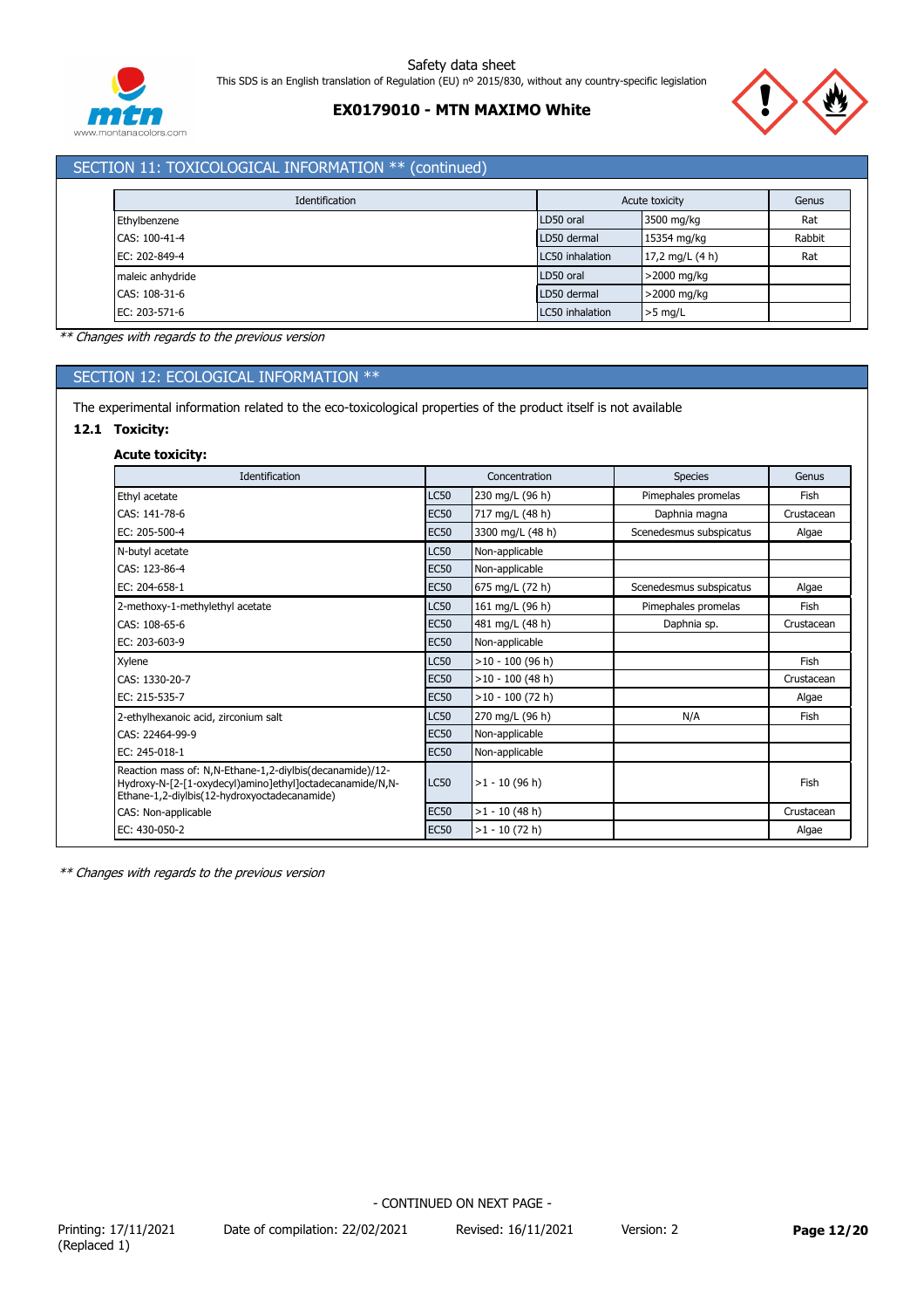## SECTION 11: TOXICOLOGICAL INFORMATION ** (continued)

| Identification | Acute toxicity | | Genus |
|---|---|---|---|
| Ethylbenzene | LD50 oral | 3500 mg/kg | Rat |
| CAS: 100-41-4 | LD50 dermal | 15354 mg/kg | Rabbit |
| EC: 202-849-4 | LC50 inhalation | 17,2 mg/L (4 h) | Rat |
| maleic anhydride | LD50 oral | >2000 mg/kg | |
| CAS: 108-31-6 | LD50 dermal | >2000 mg/kg | |
| EC: 203-571-6 | LC50 inhalation | >5 mg/L | |

*** Changes with regards to the previous version*

## SECTION 12: ECOLOGICAL INFORMATION **

The experimental information related to the eco-toxicological properties of the product itself is not available

### 12.1 Toxicity:

**Acute toxicity:**

| Identification | Concentration | | Species | Genus |
|---|---|---|---|---|
| Ethyl acetate | LC50 | 230 mg/L (96 h) | Pimephales promelas | Fish |
| CAS: 141-78-6 | EC50 | 717 mg/L (48 h) | Daphnia magna | Crustacean |
| EC: 205-500-4 | EC50 | 3300 mg/L (48 h) | Scenedesmus subspicatus | Algae |
| N-butyl acetate | LC50 | Non-applicable | | |
| CAS: 123-86-4 | EC50 | Non-applicable | | |
| EC: 204-658-1 | EC50 | 675 mg/L (72 h) | Scenedesmus subspicatus | Algae |
| 2-methoxy-1-methylethyl acetate | LC50 | 161 mg/L (96 h) | Pimephales promelas | Fish |
| CAS: 108-65-6 | EC50 | 481 mg/L (48 h) | Daphnia sp. | Crustacean |
| EC: 203-603-9 | EC50 | Non-applicable | | |
| Xylene | LC50 | >10 - 100 (96 h) | | Fish |
| CAS: 1330-20-7 | EC50 | >10 - 100 (48 h) | | Crustacean |
| EC: 215-535-7 | EC50 | >10 - 100 (72 h) | | Algae |
| 2-ethylhexanoic acid, zirconium salt | LC50 | 270 mg/L (96 h) | N/A | Fish |
| CAS: 22464-99-9 | EC50 | Non-applicable | | |
| EC: 245-018-1 | EC50 | Non-applicable | | |
| Reaction mass of: N,N-Ethane-1,2-diylbis(decanamide)/12-Hydroxy-N-[2-[1-oxydecyl)amino]ethyl]octadecanamide/N,N-Ethane-1,2-diylbis(12-hydroxyoctadecanamide) | LC50 | >1 - 10 (96 h) | | Fish |
| CAS: Non-applicable | EC50 | >1 - 10 (48 h) | | Crustacean |
| EC: 430-050-2 | EC50 | >1 - 10 (72 h) | | Algae |

*** Changes with regards to the previous version*

- CONTINUED ON NEXT PAGE -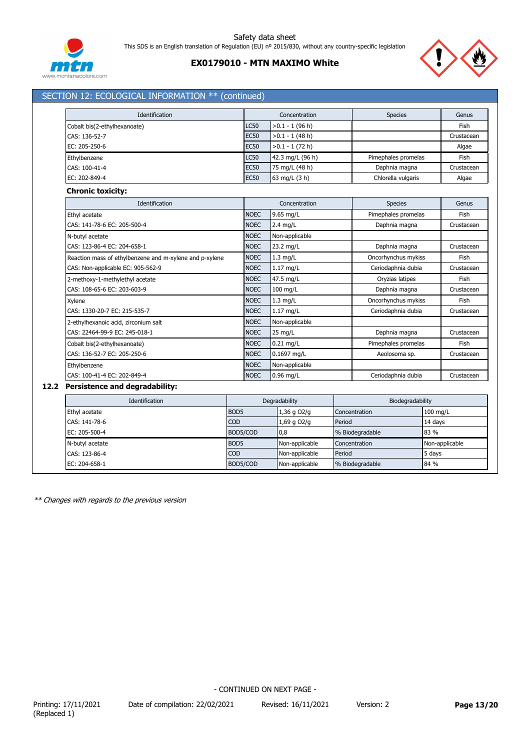## SECTION 12: ECOLOGICAL INFORMATION ** (continued)

| Identification | Concentration | | Species | Genus |
|---|---|---|---|---|
| Cobalt bis(2-ethylhexanoate) | LC50 | >0.1 - 1 (96 h) | | Fish |
| CAS: 136-52-7 | EC50 | >0.1 - 1 (48 h) | | Crustacean |
| EC: 205-250-6 | EC50 | >0.1 - 1 (72 h) | | Algae |
| Ethylbenzene | LC50 | 42.3 mg/L (96 h) | Pimephales promelas | Fish |
| CAS: 100-41-4 | EC50 | 75 mg/L (48 h) | Daphnia magna | Crustacean |
| EC: 202-849-4 | EC50 | 63 mg/L (3 h) | Chlorella vulgaris | Algae |

**Chronic toxicity:**

| Identification | Concentration | | Species | Genus |
|---|---|---|---|---|
| Ethyl acetate | NOEC | 9.65 mg/L | Pimephales promelas | Fish |
| CAS: 141-78-6 EC: 205-500-4 | NOEC | 2.4 mg/L | Daphnia magna | Crustacean |
| N-butyl acetate | NOEC | Non-applicable | | |
| CAS: 123-86-4 EC: 204-658-1 | NOEC | 23.2 mg/L | Daphnia magna | Crustacean |
| Reaction mass of ethylbenzene and m-xylene and p-xylene | NOEC | 1.3 mg/L | Oncorhynchus mykiss | Fish |
| CAS: Non-applicable EC: 905-562-9 | NOEC | 1.17 mg/L | Ceriodaphnia dubia | Crustacean |
| 2-methoxy-1-methylethyl acetate | NOEC | 47.5 mg/L | Oryzias latipes | Fish |
| CAS: 108-65-6 EC: 203-603-9 | NOEC | 100 mg/L | Daphnia magna | Crustacean |
| Xylene | NOEC | 1.3 mg/L | Oncorhynchus mykiss | Fish |
| CAS: 1330-20-7 EC: 215-535-7 | NOEC | 1.17 mg/L | Ceriodaphnia dubia | Crustacean |
| 2-ethylhexanoic acid, zirconium salt | NOEC | Non-applicable | | |
| CAS: 22464-99-9 EC: 245-018-1 | NOEC | 25 mg/L | Daphnia magna | Crustacean |
| Cobalt bis(2-ethylhexanoate) | NOEC | 0.21 mg/L | Pimephales promelas | Fish |
| CAS: 136-52-7 EC: 205-250-6 | NOEC | 0.1697 mg/L | Aeolosoma sp. | Crustacean |
| Ethylbenzene | NOEC | Non-applicable | | |
| CAS: 100-41-4 EC: 202-849-4 | NOEC | 0.96 mg/L | Ceriodaphnia dubia | Crustacean |

### 12.2 Persistence and degradability:

| Identification | Degradability | | Biodegradability | |
|---|---|---|---|---|
| Ethyl acetate | BOD5 | 1,36 g O2/g | Concentration | 100 mg/L |
| CAS: 141-78-6 | COD | 1,69 g O2/g | Period | 14 days |
| EC: 205-500-4 | BOD5/COD | 0,8 | % Biodegradable | 83 % |
| N-butyl acetate | BOD5 | Non-applicable | Concentration | Non-applicable |
| CAS: 123-86-4 | COD | Non-applicable | Period | 5 days |
| EC: 204-658-1 | BOD5/COD | Non-applicable | % Biodegradable | 84 % |

*** Changes with regards to the previous version*

- CONTINUED ON NEXT PAGE -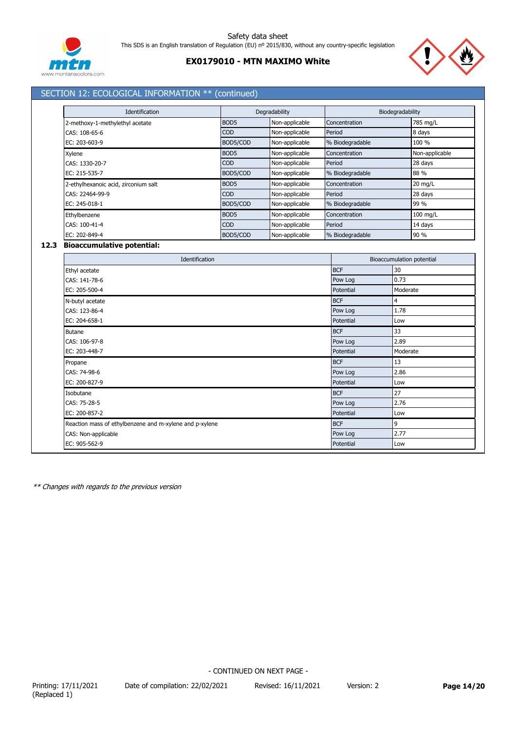## SECTION 12: ECOLOGICAL INFORMATION ** (continued)

| Identification | Degradability | | Biodegradability | |
|---|---|---|---|---|
| 2-methoxy-1-methylethyl acetate | BOD5 | Non-applicable | Concentration | 785 mg/L |
| CAS: 108-65-6 | COD | Non-applicable | Period | 8 days |
| EC: 203-603-9 | BOD5/COD | Non-applicable | % Biodegradable | 100 % |
| Xylene | BOD5 | Non-applicable | Concentration | Non-applicable |
| CAS: 1330-20-7 | COD | Non-applicable | Period | 28 days |
| EC: 215-535-7 | BOD5/COD | Non-applicable | % Biodegradable | 88 % |
| 2-ethylhexanoic acid, zirconium salt | BOD5 | Non-applicable | Concentration | 20 mg/L |
| CAS: 22464-99-9 | COD | Non-applicable | Period | 28 days |
| EC: 245-018-1 | BOD5/COD | Non-applicable | % Biodegradable | 99 % |
| Ethylbenzene | BOD5 | Non-applicable | Concentration | 100 mg/L |
| CAS: 100-41-4 | COD | Non-applicable | Period | 14 days |
| EC: 202-849-4 | BOD5/COD | Non-applicable | % Biodegradable | 90 % |

### 12.3 Bioaccumulative potential:

| Identification | Bioaccumulation potential | |
|---|---|---|
| Ethyl acetate | BCF | 30 |
| CAS: 141-78-6 | Pow Log | 0.73 |
| EC: 205-500-4 | Potential | Moderate |
| N-butyl acetate | BCF | 4 |
| CAS: 123-86-4 | Pow Log | 1.78 |
| EC: 204-658-1 | Potential | Low |
| Butane | BCF | 33 |
| CAS: 106-97-8 | Pow Log | 2.89 |
| EC: 203-448-7 | Potential | Moderate |
| Propane | BCF | 13 |
| CAS: 74-98-6 | Pow Log | 2.86 |
| EC: 200-827-9 | Potential | Low |
| Isobutane | BCF | 27 |
| CAS: 75-28-5 | Pow Log | 2.76 |
| EC: 200-857-2 | Potential | Low |
| Reaction mass of ethylbenzene and m-xylene and p-xylene | BCF | 9 |
| CAS: Non-applicable | Pow Log | 2.77 |
| EC: 905-562-9 | Potential | Low |

*** Changes with regards to the previous version*

- CONTINUED ON NEXT PAGE -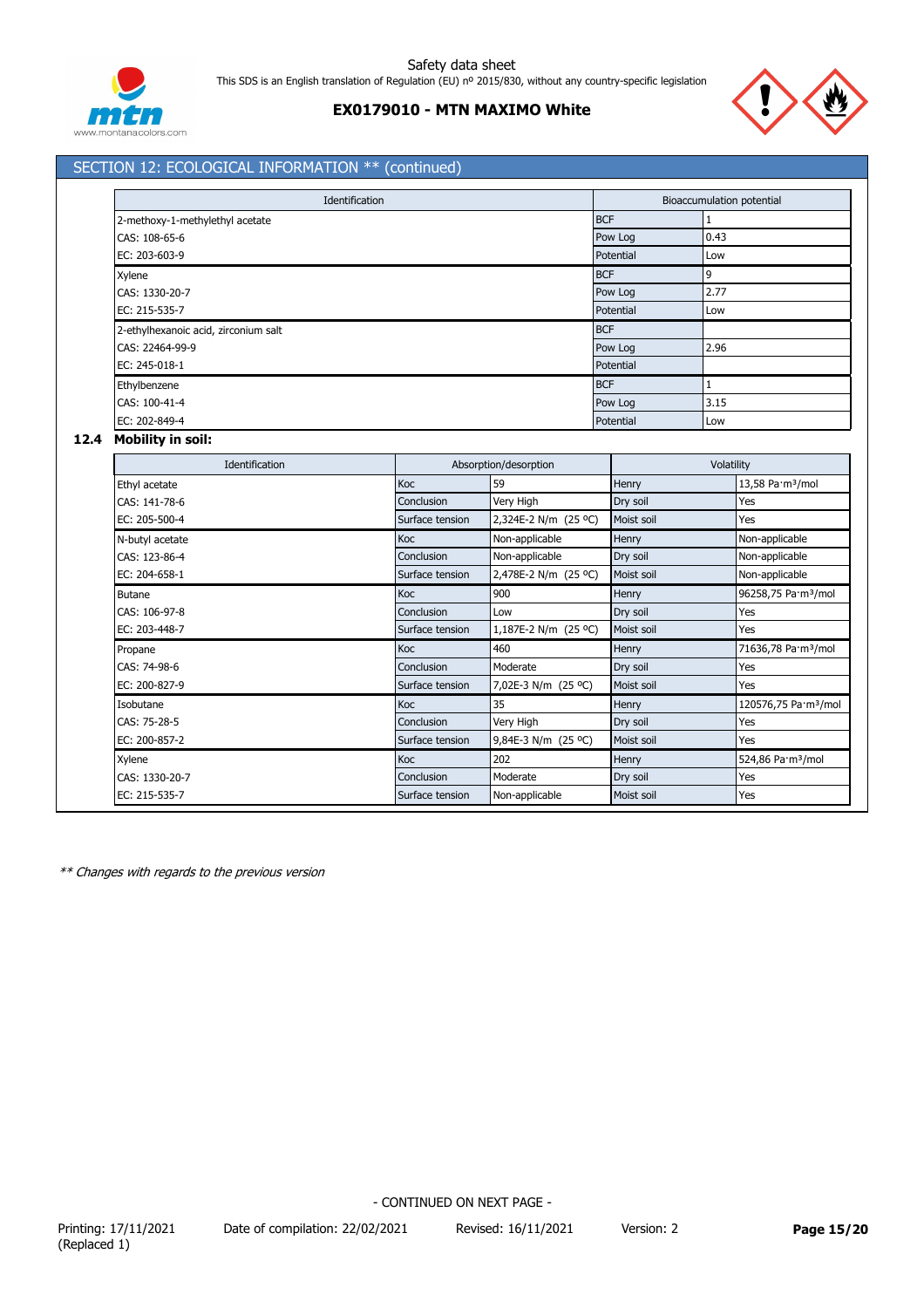## SECTION 12: ECOLOGICAL INFORMATION ** (continued)

| Identification | Bioaccumulation potential | |
|---|---|---|
| 2-methoxy-1-methylethyl acetate | BCF | 1 |
| CAS: 108-65-6 | Pow Log | 0.43 |
| EC: 203-603-9 | Potential | Low |
| Xylene | BCF | 9 |
| CAS: 1330-20-7 | Pow Log | 2.77 |
| EC: 215-535-7 | Potential | Low |
| 2-ethylhexanoic acid, zirconium salt | BCF | |
| CAS: 22464-99-9 | Pow Log | 2.96 |
| EC: 245-018-1 | Potential | |
| Ethylbenzene | BCF | 1 |
| CAS: 100-41-4 | Pow Log | 3.15 |
| EC: 202-849-4 | Potential | Low |

### 12.4 Mobility in soil:

| Identification | Absorption/desorption | | Volatility | |
|---|---|---|---|---|
| Ethyl acetate | Koc | 59 | Henry | 13,58 Pa·m³/mol |
| CAS: 141-78-6 | Conclusion | Very High | Dry soil | Yes |
| EC: 205-500-4 | Surface tension | 2,324E-2 N/m (25 ºC) | Moist soil | Yes |
| N-butyl acetate | Koc | Non-applicable | Henry | Non-applicable |
| CAS: 123-86-4 | Conclusion | Non-applicable | Dry soil | Non-applicable |
| EC: 204-658-1 | Surface tension | 2,478E-2 N/m (25 ºC) | Moist soil | Non-applicable |
| Butane | Koc | 900 | Henry | 96258,75 Pa·m³/mol |
| CAS: 106-97-8 | Conclusion | Low | Dry soil | Yes |
| EC: 203-448-7 | Surface tension | 1,187E-2 N/m (25 ºC) | Moist soil | Yes |
| Propane | Koc | 460 | Henry | 71636,78 Pa·m³/mol |
| CAS: 74-98-6 | Conclusion | Moderate | Dry soil | Yes |
| EC: 200-827-9 | Surface tension | 7,02E-3 N/m (25 ºC) | Moist soil | Yes |
| Isobutane | Koc | 35 | Henry | 120576,75 Pa·m³/mol |
| CAS: 75-28-5 | Conclusion | Very High | Dry soil | Yes |
| EC: 200-857-2 | Surface tension | 9,84E-3 N/m (25 ºC) | Moist soil | Yes |
| Xylene | Koc | 202 | Henry | 524,86 Pa·m³/mol |
| CAS: 1330-20-7 | Conclusion | Moderate | Dry soil | Yes |
| EC: 215-535-7 | Surface tension | Non-applicable | Moist soil | Yes |

*** Changes with regards to the previous version*

- CONTINUED ON NEXT PAGE -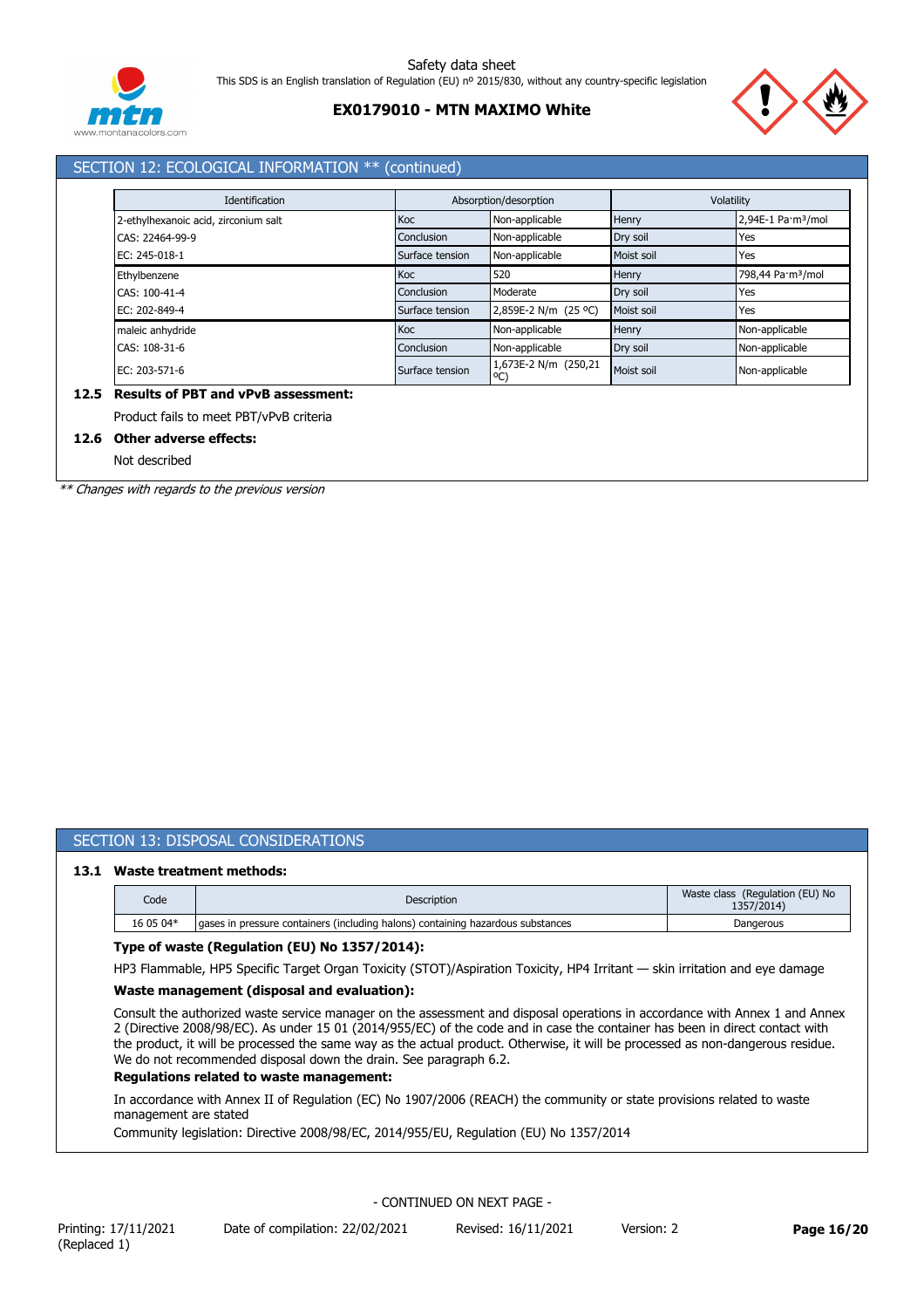## SECTION 12: ECOLOGICAL INFORMATION ** (continued)

| Identification | Absorption/desorption | | Volatility | |
|---|---|---|---|---|
| 2-ethylhexanoic acid, zirconium salt | Koc | Non-applicable | Henry | 2,94E-1 Pa·m³/mol |
| CAS: 22464-99-9 | Conclusion | Non-applicable | Dry soil | Yes |
| EC: 245-018-1 | Surface tension | Non-applicable | Moist soil | Yes |
| Ethylbenzene | Koc | 520 | Henry | 798,44 Pa·m³/mol |
| CAS: 100-41-4 | Conclusion | Moderate | Dry soil | Yes |
| EC: 202-849-4 | Surface tension | 2,859E-2 N/m (25 ºC) | Moist soil | Yes |
| maleic anhydride | Koc | Non-applicable | Henry | Non-applicable |
| CAS: 108-31-6 | Conclusion | Non-applicable | Dry soil | Non-applicable |
| EC: 203-571-6 | Surface tension | 1,673E-2 N/m (250,21 ºC) | Moist soil | Non-applicable |

### 12.5 Results of PBT and vPvB assessment:

Product fails to meet PBT/vPvB criteria

### 12.6 Other adverse effects:

Not described

*** Changes with regards to the previous version*

## SECTION 13: DISPOSAL CONSIDERATIONS

### 13.1 Waste treatment methods:

| Code | Description | Waste class (Regulation (EU) No 1357/2014) |
|---|---|---|
| 16 05 04* | gases in pressure containers (including halons) containing hazardous substances | Dangerous |

**Type of waste (Regulation (EU) No 1357/2014):**

HP3 Flammable, HP5 Specific Target Organ Toxicity (STOT)/Aspiration Toxicity, HP4 Irritant — skin irritation and eye damage

**Waste management (disposal and evaluation):**

Consult the authorized waste service manager on the assessment and disposal operations in accordance with Annex 1 and Annex 2 (Directive 2008/98/EC). As under 15 01 (2014/955/EC) of the code and in case the container has been in direct contact with the product, it will be processed the same way as the actual product. Otherwise, it will be processed as non-dangerous residue. We do not recommended disposal down the drain. See paragraph 6.2.

**Regulations related to waste management:**

In accordance with Annex II of Regulation (EC) No 1907/2006 (REACH) the community or state provisions related to waste management are stated

Community legislation: Directive 2008/98/EC, 2014/955/EU, Regulation (EU) No 1357/2014

- CONTINUED ON NEXT PAGE -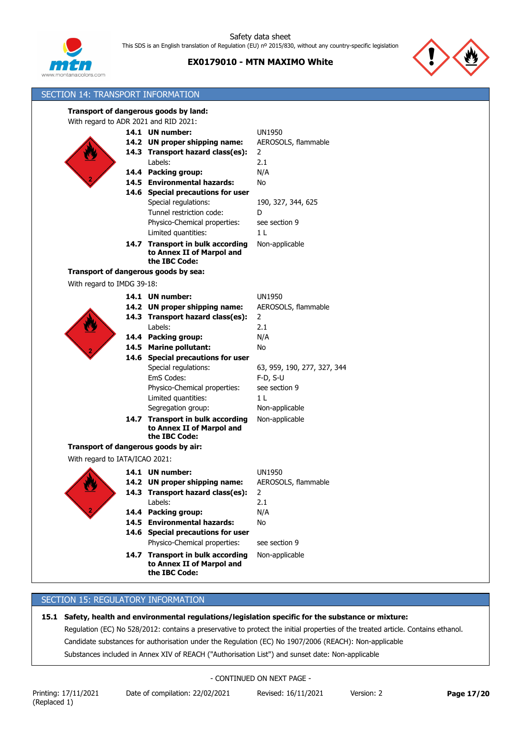## SECTION 14: TRANSPORT INFORMATION

**Transport of dangerous goods by land:**

With regard to ADR 2021 and RID 2021:

| | | |
|---|---|---|
| **14.1** | **UN number:** | UN1950 |
| **14.2** | **UN proper shipping name:** | AEROSOLS, flammable |
| **14.3** | **Transport hazard class(es):** | 2 |
| | Labels: | 2.1 |
| **14.4** | **Packing group:** | N/A |
| **14.5** | **Environmental hazards:** | No |
| **14.6** | **Special precautions for user** | |
| | Special regulations: | 190, 327, 344, 625 |
| | Tunnel restriction code: | D |
| | Physico-Chemical properties: | see section 9 |
| | Limited quantities: | 1 L |
| **14.7** | **Transport in bulk according to Annex II of Marpol and the IBC Code:** | Non-applicable |

**Transport of dangerous goods by sea:**

With regard to IMDG 39-18:

| | | |
|---|---|---|
| **14.1** | **UN number:** | UN1950 |
| **14.2** | **UN proper shipping name:** | AEROSOLS, flammable |
| **14.3** | **Transport hazard class(es):** | 2 |
| | Labels: | 2.1 |
| **14.4** | **Packing group:** | N/A |
| **14.5** | **Marine pollutant:** | No |
| **14.6** | **Special precautions for user** | |
| | Special regulations: | 63, 959, 190, 277, 327, 344 |
| | EmS Codes: | F-D, S-U |
| | Physico-Chemical properties: | see section 9 |
| | Limited quantities: | 1 L |
| | Segregation group: | Non-applicable |
| **14.7** | **Transport in bulk according to Annex II of Marpol and the IBC Code:** | Non-applicable |

**Transport of dangerous goods by air:**

With regard to IATA/ICAO 2021:

| | | |
|---|---|---|
| **14.1** | **UN number:** | UN1950 |
| **14.2** | **UN proper shipping name:** | AEROSOLS, flammable |
| **14.3** | **Transport hazard class(es):** | 2 |
| | Labels: | 2.1 |
| **14.4** | **Packing group:** | N/A |
| **14.5** | **Environmental hazards:** | No |
| **14.6** | **Special precautions for user** | |
| | Physico-Chemical properties: | see section 9 |
| **14.7** | **Transport in bulk according to Annex II of Marpol and the IBC Code:** | Non-applicable |

## SECTION 15: REGULATORY INFORMATION

**15.1 Safety, health and environmental regulations/legislation specific for the substance or mixture:**

Regulation (EC) No 528/2012: contains a preservative to protect the initial properties of the treated article. Contains ethanol.

Candidate substances for authorisation under the Regulation (EC) No 1907/2006 (REACH): Non-applicable

Substances included in Annex XIV of REACH ("Authorisation List") and sunset date: Non-applicable

- CONTINUED ON NEXT PAGE -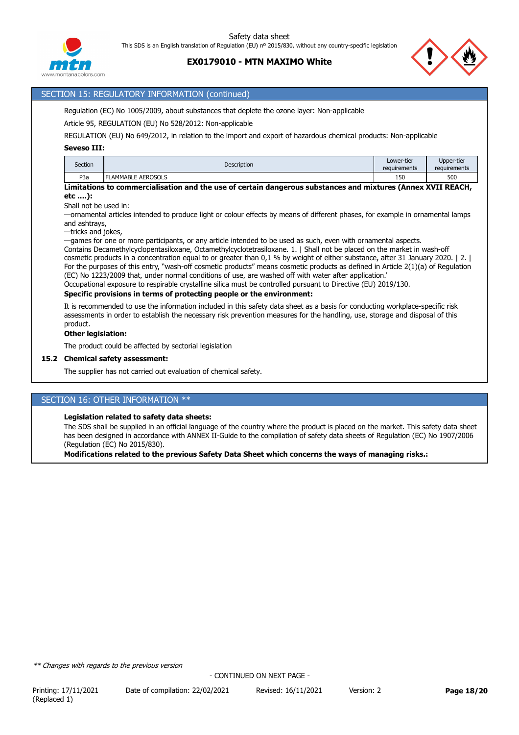## SECTION 15: REGULATORY INFORMATION (continued)

Regulation (EC) No 1005/2009, about substances that deplete the ozone layer: Non-applicable

Article 95, REGULATION (EU) No 528/2012: Non-applicable

REGULATION (EU) No 649/2012, in relation to the import and export of hazardous chemical products: Non-applicable

**Seveso III:**

| Section | Description | Lower-tier requirements | Upper-tier requirements |
|---|---|---|---|
| P3a | FLAMMABLE AEROSOLS | 150 | 500 |

**Limitations to commercialisation and the use of certain dangerous substances and mixtures (Annex XVII REACH, etc ….):**

Shall not be used in:
—ornamental articles intended to produce light or colour effects by means of different phases, for example in ornamental lamps and ashtrays,
—tricks and jokes,
—games for one or more participants, or any article intended to be used as such, even with ornamental aspects.
Contains Decamethylcyclopentasiloxane, Octamethylcyclotetrasiloxane. 1. | Shall not be placed on the market in wash-off cosmetic products in a concentration equal to or greater than 0,1 % by weight of either substance, after 31 January 2020. | 2. | For the purposes of this entry, "wash-off cosmetic products" means cosmetic products as defined in Article 2(1)(a) of Regulation (EC) No 1223/2009 that, under normal conditions of use, are washed off with water after application.'
Occupational exposure to respirable crystalline silica must be controlled pursuant to Directive (EU) 2019/130.

**Specific provisions in terms of protecting people or the environment:**

It is recommended to use the information included in this safety data sheet as a basis for conducting workplace-specific risk assessments in order to establish the necessary risk prevention measures for the handling, use, storage and disposal of this product.

**Other legislation:**

The product could be affected by sectorial legislation

### 15.2 Chemical safety assessment:

The supplier has not carried out evaluation of chemical safety.

## SECTION 16: OTHER INFORMATION **

**Legislation related to safety data sheets:**

The SDS shall be supplied in an official language of the country where the product is placed on the market. This safety data sheet has been designed in accordance with ANNEX II-Guide to the compilation of safety data sheets of Regulation (EC) No 1907/2006 (Regulation (EC) No 2015/830).

**Modifications related to the previous Safety Data Sheet which concerns the ways of managing risks.:**

*** Changes with regards to the previous version*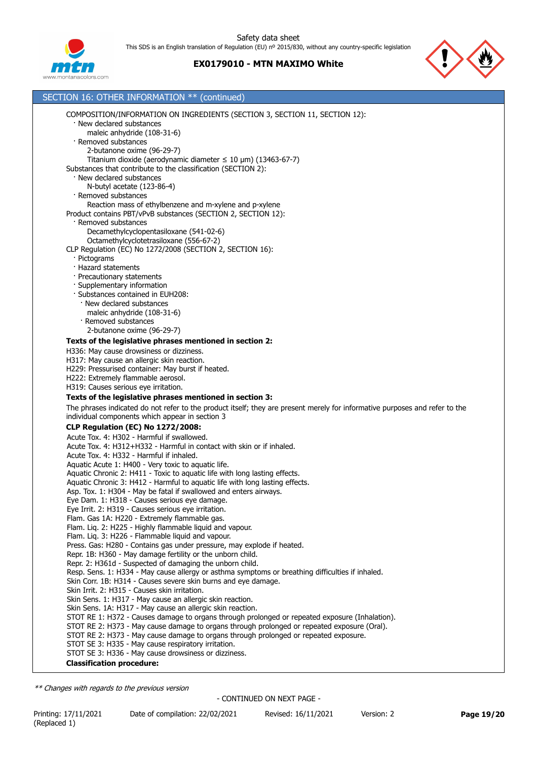## SECTION 16: OTHER INFORMATION ** (continued)

COMPOSITION/INFORMATION ON INGREDIENTS (SECTION 3, SECTION 11, SECTION 12):

- New declared substances
  - maleic anhydride (108-31-6)
- Removed substances
  - 2-butanone oxime (96-29-7)
  - Titanium dioxide (aerodynamic diameter ≤ 10 µm) (13463-67-7)

Substances that contribute to the classification (SECTION 2):

- New declared substances
  - N-butyl acetate (123-86-4)
- Removed substances
  - Reaction mass of ethylbenzene and m-xylene and p-xylene

Product contains PBT/vPvB substances (SECTION 2, SECTION 12):

- Removed substances
  - Decamethylcyclopentasiloxane (541-02-6)
  - Octamethylcyclotetrasiloxane (556-67-2)

CLP Regulation (EC) No 1272/2008 (SECTION 2, SECTION 16):

- Pictograms
- Hazard statements
- Precautionary statements
- Supplementary information
- Substances contained in EUH208:
  - New declared substances
    - maleic anhydride (108-31-6)
  - Removed substances
    - 2-butanone oxime (96-29-7)

**Texts of the legislative phrases mentioned in section 2:**

H336: May cause drowsiness or dizziness.
H317: May cause an allergic skin reaction.
H229: Pressurised container: May burst if heated.
H222: Extremely flammable aerosol.
H319: Causes serious eye irritation.

**Texts of the legislative phrases mentioned in section 3:**

The phrases indicated do not refer to the product itself; they are present merely for informative purposes and refer to the individual components which appear in section 3

**CLP Regulation (EC) No 1272/2008:**

Acute Tox. 4: H302 - Harmful if swallowed.
Acute Tox. 4: H312+H332 - Harmful in contact with skin or if inhaled.
Acute Tox. 4: H332 - Harmful if inhaled.
Aquatic Acute 1: H400 - Very toxic to aquatic life.
Aquatic Chronic 2: H411 - Toxic to aquatic life with long lasting effects.
Aquatic Chronic 3: H412 - Harmful to aquatic life with long lasting effects.
Asp. Tox. 1: H304 - May be fatal if swallowed and enters airways.
Eye Dam. 1: H318 - Causes serious eye damage.
Eye Irrit. 2: H319 - Causes serious eye irritation.
Flam. Gas 1A: H220 - Extremely flammable gas.
Flam. Liq. 2: H225 - Highly flammable liquid and vapour.
Flam. Liq. 3: H226 - Flammable liquid and vapour.
Press. Gas: H280 - Contains gas under pressure, may explode if heated.
Repr. 1B: H360 - May damage fertility or the unborn child.
Repr. 2: H361d - Suspected of damaging the unborn child.
Resp. Sens. 1: H334 - May cause allergy or asthma symptoms or breathing difficulties if inhaled.
Skin Corr. 1B: H314 - Causes severe skin burns and eye damage.
Skin Irrit. 2: H315 - Causes skin irritation.
Skin Sens. 1: H317 - May cause an allergic skin reaction.
Skin Sens. 1A: H317 - May cause an allergic skin reaction.
STOT RE 1: H372 - Causes damage to organs through prolonged or repeated exposure (Inhalation).
STOT RE 2: H373 - May cause damage to organs through prolonged or repeated exposure (Oral).
STOT RE 2: H373 - May cause damage to organs through prolonged or repeated exposure.
STOT SE 3: H335 - May cause respiratory irritation.
STOT SE 3: H336 - May cause drowsiness or dizziness.

**Classification procedure:**

*** Changes with regards to the previous version*

- CONTINUED ON NEXT PAGE -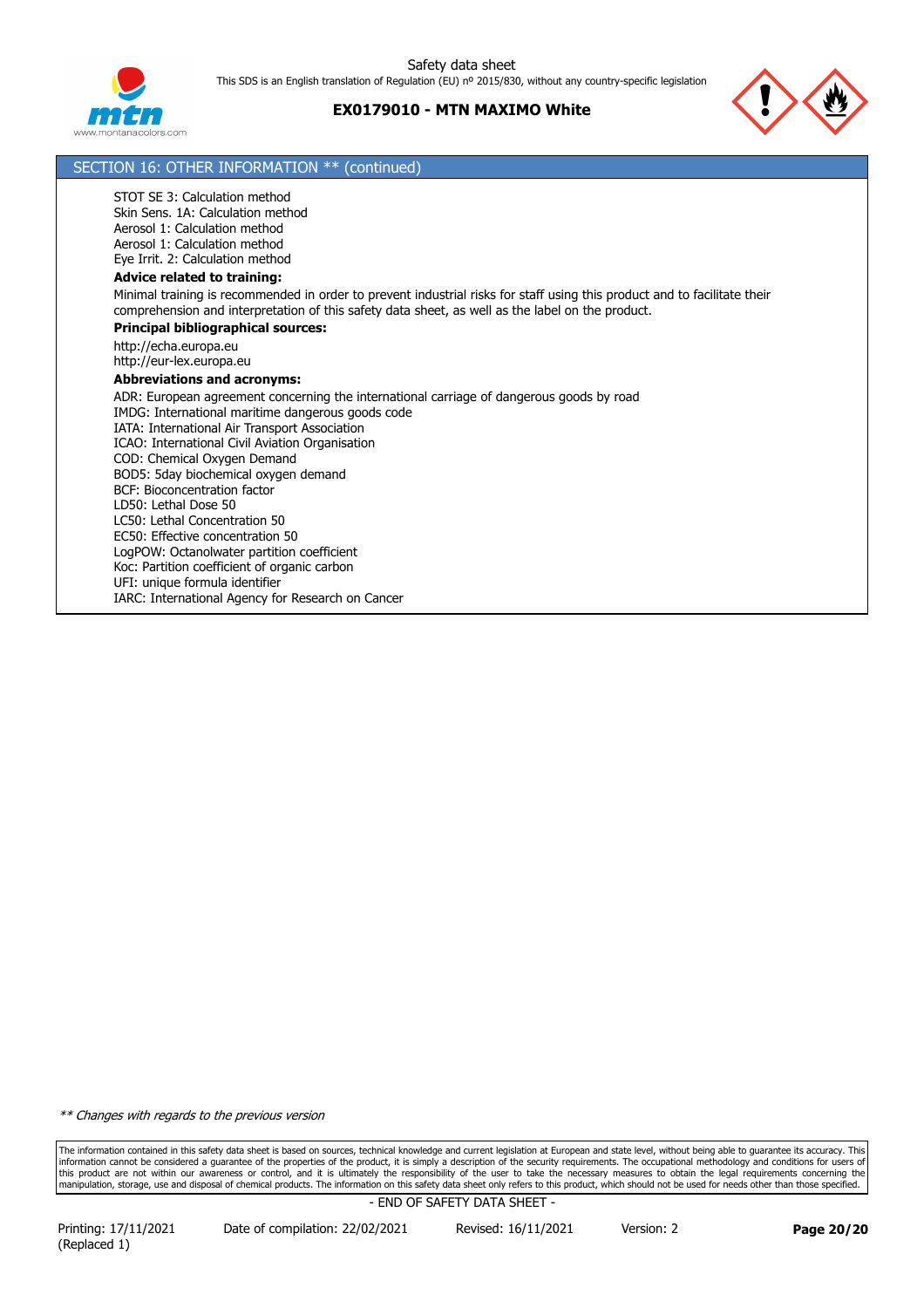## SECTION 16: OTHER INFORMATION ** (continued)

STOT SE 3: Calculation method
Skin Sens. 1A: Calculation method
Aerosol 1: Calculation method
Aerosol 1: Calculation method
Eye Irrit. 2: Calculation method

**Advice related to training:**

Minimal training is recommended in order to prevent industrial risks for staff using this product and to facilitate their comprehension and interpretation of this safety data sheet, as well as the label on the product.

**Principal bibliographical sources:**

http://echa.europa.eu
http://eur-lex.europa.eu

**Abbreviations and acronyms:**

ADR: European agreement concerning the international carriage of dangerous goods by road
IMDG: International maritime dangerous goods code
IATA: International Air Transport Association
ICAO: International Civil Aviation Organisation
COD: Chemical Oxygen Demand
BOD5: 5day biochemical oxygen demand
BCF: Bioconcentration factor
LD50: Lethal Dose 50
LC50: Lethal Concentration 50
EC50: Effective concentration 50
LogPOW: Octanolwater partition coefficient
Koc: Partition coefficient of organic carbon
UFI: unique formula identifier
IARC: International Agency for Research on Cancer

*** Changes with regards to the previous version*

The information contained in this safety data sheet is based on sources, technical knowledge and current legislation at European and state level, without being able to guarantee its accuracy. This information cannot be considered a guarantee of the properties of the product, it is simply a description of the security requirements. The occupational methodology and conditions for users of this product are not within our awareness or control, and it is ultimately the responsibility of the user to take the necessary measures to obtain the legal requirements concerning the manipulation, storage, use and disposal of chemical products. The information on this safety data sheet only refers to this product, which should not be used for needs other than those specified.

- END OF SAFETY DATA SHEET -